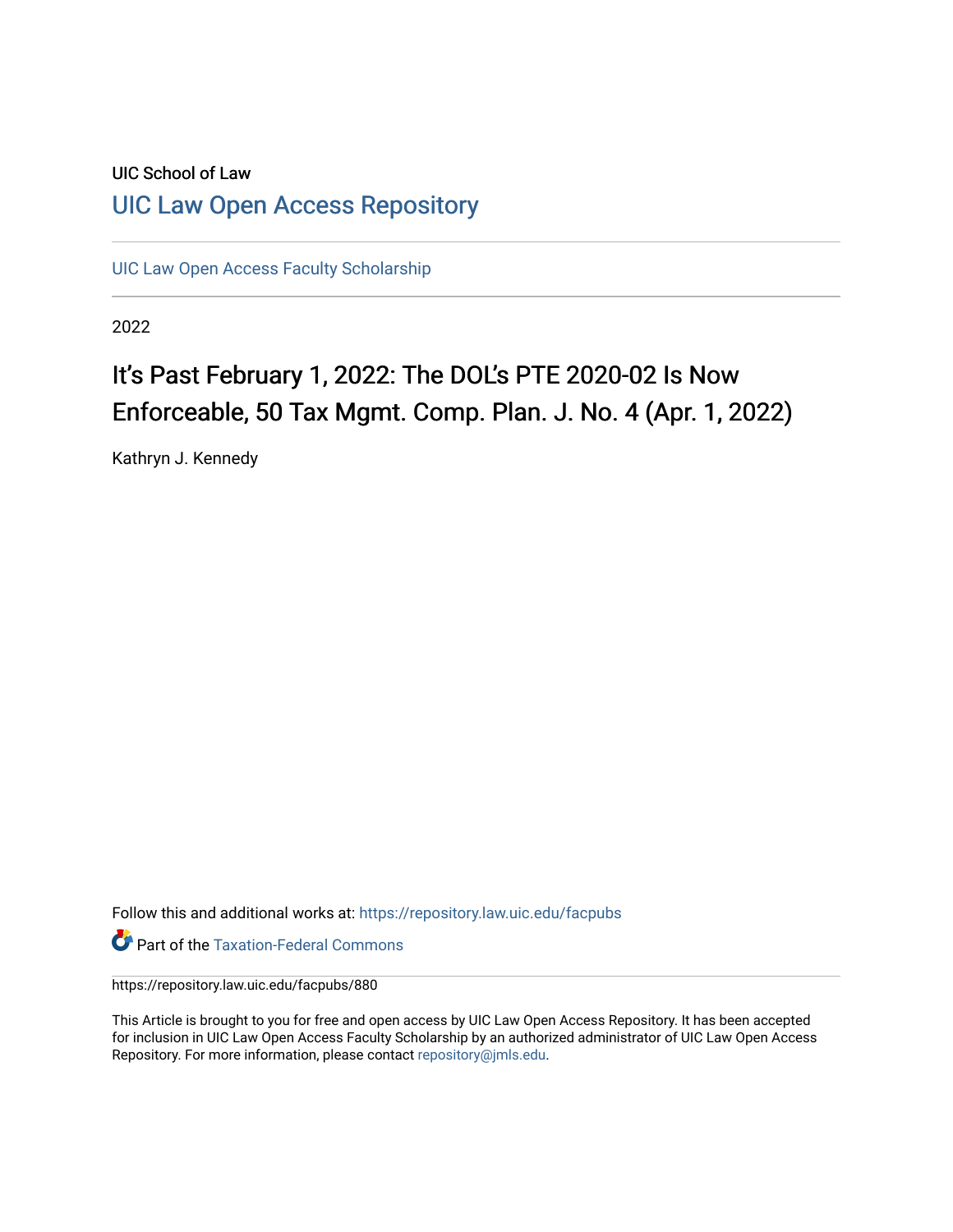UIC School of Law

# UIC Law Open Access Repository

UIC Law Open Access Faculty Scholarship

2022

## It's Past February 1, 2022: The DOL's PTE 2020-02 Is Now Enforceable, 50 Tax Mgmt. Comp. Plan. J. No. 4 (Apr. 1, 2022)

Kathryn J. Kennedy

Follow this and additional works at: https://repository.law.uic.edu/facpubs

Part of the Taxation-Federal Commons

https://repository.law.uic.edu/facpubs/880

This Article is brought to you for free and open access by UIC Law Open Access Repository. It has been accepted for inclusion in UIC Law Open Access Faculty Scholarship by an authorized administrator of UIC Law Open Access Repository. For more information, please contact repository@jmls.edu.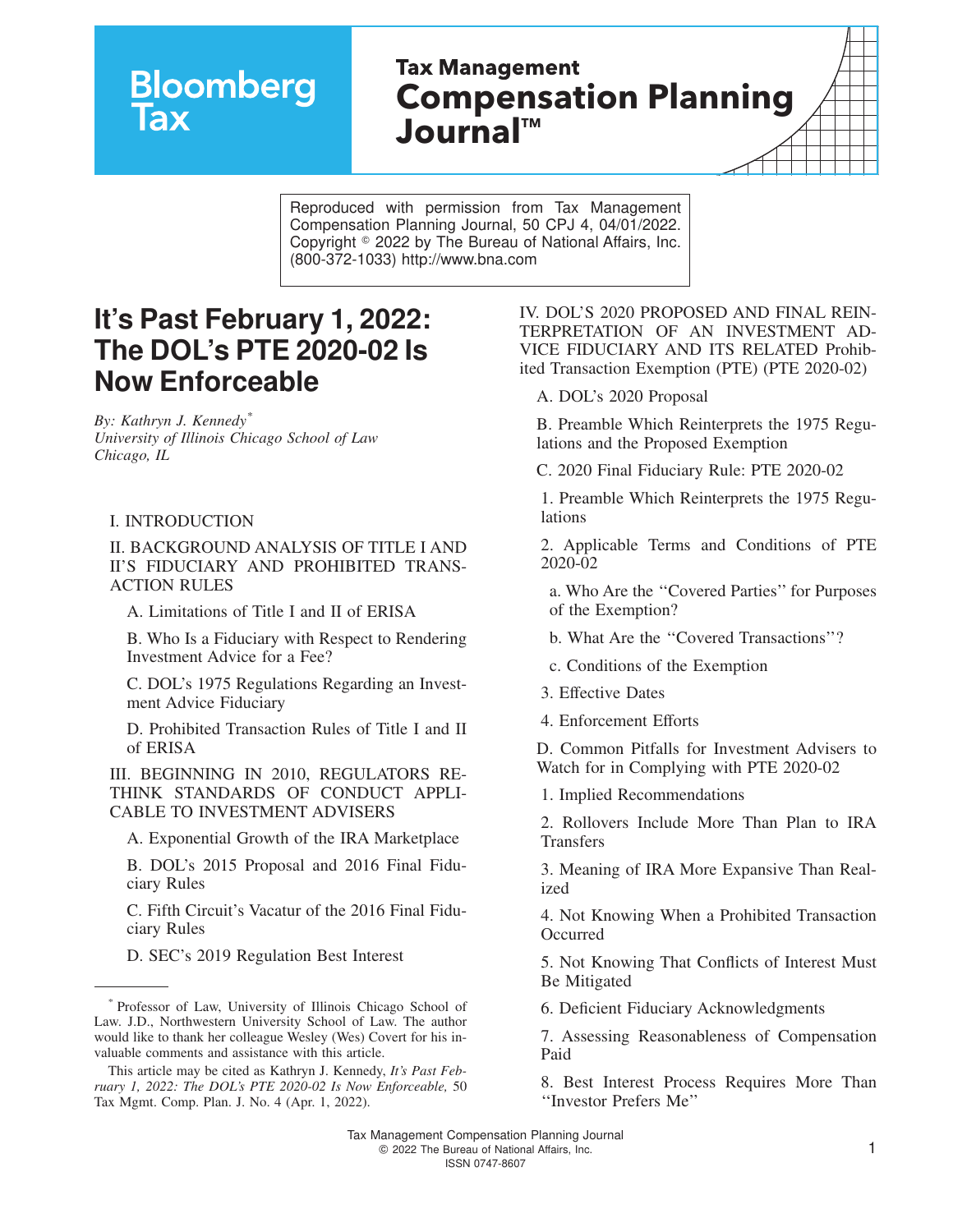Reproduced with permission from Tax Management Compensation Planning Journal, 50 CPJ 4, 04/01/2022. Copyright © 2022 by The Bureau of National Affairs, Inc. (800-372-1033) http://www.bna.com

# It's Past February 1, 2022: The DOL's PTE 2020-02 Is Now Enforceable

*By: Kathryn J. Kennedy*[*]
*University of Illinois Chicago School of Law*
*Chicago, IL*

I. INTRODUCTION

II. BACKGROUND ANALYSIS OF TITLE I AND II'S FIDUCIARY AND PROHIBITED TRANSACTION RULES

- A. Limitations of Title I and II of ERISA
- B. Who Is a Fiduciary with Respect to Rendering Investment Advice for a Fee?
- C. DOL's 1975 Regulations Regarding an Investment Advice Fiduciary
- D. Prohibited Transaction Rules of Title I and II of ERISA

III. BEGINNING IN 2010, REGULATORS RETHINK STANDARDS OF CONDUCT APPLICABLE TO INVESTMENT ADVISERS

- A. Exponential Growth of the IRA Marketplace
- B. DOL's 2015 Proposal and 2016 Final Fiduciary Rules
- C. Fifth Circuit's Vacatur of the 2016 Final Fiduciary Rules
- D. SEC's 2019 Regulation Best Interest

IV. DOL'S 2020 PROPOSED AND FINAL REINTERPRETATION OF AN INVESTMENT ADVICE FIDUCIARY AND ITS RELATED Prohibited Transaction Exemption (PTE) (PTE 2020-02)

- A. DOL's 2020 Proposal
- B. Preamble Which Reinterprets the 1975 Regulations and the Proposed Exemption
- C. 2020 Final Fiduciary Rule: PTE 2020-02
  1. Preamble Which Reinterprets the 1975 Regulations
  2. Applicable Terms and Conditions of PTE 2020-02
     - a. Who Are the "Covered Parties" for Purposes of the Exemption?
     - b. What Are the "Covered Transactions"?
     - c. Conditions of the Exemption
  3. Effective Dates
  4. Enforcement Efforts
- D. Common Pitfalls for Investment Advisers to Watch for in Complying with PTE 2020-02
  1. Implied Recommendations
  2. Rollovers Include More Than Plan to IRA Transfers
  3. Meaning of IRA More Expansive Than Realized
  4. Not Knowing When a Prohibited Transaction Occurred
  5. Not Knowing That Conflicts of Interest Must Be Mitigated
  6. Deficient Fiduciary Acknowledgments
  7. Assessing Reasonableness of Compensation Paid
  8. Best Interest Process Requires More Than "Investor Prefers Me"

---

[*] Professor of Law, University of Illinois Chicago School of Law. J.D., Northwestern University School of Law. The author would like to thank her colleague Wesley (Wes) Covert for his invaluable comments and assistance with this article.

This article may be cited as Kathryn J. Kennedy, *It's Past February 1, 2022: The DOL's PTE 2020-02 Is Now Enforceable,* 50 Tax Mgmt. Comp. Plan. J. No. 4 (Apr. 1, 2022).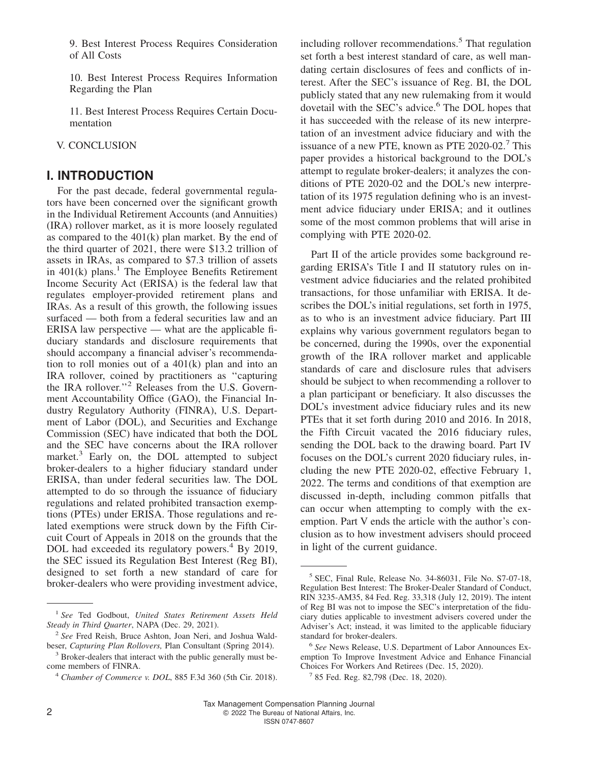9. Best Interest Process Requires Consideration of All Costs

10. Best Interest Process Requires Information Regarding the Plan

11. Best Interest Process Requires Certain Documentation

V. CONCLUSION

## I. INTRODUCTION

For the past decade, federal governmental regulators have been concerned over the significant growth in the Individual Retirement Accounts (and Annuities) (IRA) rollover market, as it is more loosely regulated as compared to the 401(k) plan market. By the end of the third quarter of 2021, there were $13.2 trillion of assets in IRAs, as compared to $7.3 trillion of assets in 401(k) plans.[1] The Employee Benefits Retirement Income Security Act (ERISA) is the federal law that regulates employer-provided retirement plans and IRAs. As a result of this growth, the following issues surfaced — both from a federal securities law and an ERISA law perspective — what are the applicable fiduciary standards and disclosure requirements that should accompany a financial adviser's recommendation to roll monies out of a 401(k) plan and into an IRA rollover, coined by practitioners as ''capturing the IRA rollover.''[2] Releases from the U.S. Government Accountability Office (GAO), the Financial Industry Regulatory Authority (FINRA), U.S. Department of Labor (DOL), and Securities and Exchange Commission (SEC) have indicated that both the DOL and the SEC have concerns about the IRA rollover market.[3] Early on, the DOL attempted to subject broker-dealers to a higher fiduciary standard under ERISA, than under federal securities law. The DOL attempted to do so through the issuance of fiduciary regulations and related prohibited transaction exemptions (PTEs) under ERISA. Those regulations and related exemptions were struck down by the Fifth Circuit Court of Appeals in 2018 on the grounds that the DOL had exceeded its regulatory powers.[4] By 2019, the SEC issued its Regulation Best Interest (Reg BI), designed to set forth a new standard of care for broker-dealers who were providing investment advice, including rollover recommendations.[5] That regulation set forth a best interest standard of care, as well mandating certain disclosures of fees and conflicts of interest. After the SEC's issuance of Reg. BI, the DOL publicly stated that any new rulemaking from it would dovetail with the SEC's advice.[6] The DOL hopes that it has succeeded with the release of its new interpretation of an investment advice fiduciary and with the issuance of a new PTE, known as PTE 2020-02.[7] This paper provides a historical background to the DOL's attempt to regulate broker-dealers; it analyzes the conditions of PTE 2020-02 and the DOL's new interpretation of its 1975 regulation defining who is an investment advice fiduciary under ERISA; and it outlines some of the most common problems that will arise in complying with PTE 2020-02.

Part II of the article provides some background regarding ERISA's Title I and II statutory rules on investment advice fiduciaries and the related prohibited transactions, for those unfamiliar with ERISA. It describes the DOL's initial regulations, set forth in 1975, as to who is an investment advice fiduciary. Part III explains why various government regulators began to be concerned, during the 1990s, over the exponential growth of the IRA rollover market and applicable standards of care and disclosure rules that advisers should be subject to when recommending a rollover to a plan participant or beneficiary. It also discusses the DOL's investment advice fiduciary rules and its new PTEs that it set forth during 2010 and 2016. In 2018, the Fifth Circuit vacated the 2016 fiduciary rules, sending the DOL back to the drawing board. Part IV focuses on the DOL's current 2020 fiduciary rules, including the new PTE 2020-02, effective February 1, 2022. The terms and conditions of that exemption are discussed in-depth, including common pitfalls that can occur when attempting to comply with the exemption. Part V ends the article with the author's conclusion as to how investment advisers should proceed in light of the current guidance.

---

[1] *See* Ted Godbout, *United States Retirement Assets Held Steady in Third Quarter*, NAPA (Dec. 29, 2021).

[2] *See* Fred Reish, Bruce Ashton, Joan Neri, and Joshua Waldbeser, *Capturing Plan Rollovers,* Plan Consultant (Spring 2014).

[3] Broker-dealers that interact with the public generally must become members of FINRA.

[4] *Chamber of Commerce v. DOL*, 885 F.3d 360 (5th Cir. 2018).

[5] SEC, Final Rule, Release No. 34-86031, File No. S7-07-18, Regulation Best Interest: The Broker-Dealer Standard of Conduct, RIN 3235-AM35, 84 Fed. Reg. 33,318 (July 12, 2019). The intent of Reg BI was not to impose the SEC's interpretation of the fiduciary duties applicable to investment advisers covered under the Adviser's Act; instead, it was limited to the applicable fiduciary standard for broker-dealers.

[6] *See* News Release, U.S. Department of Labor Announces Exemption To Improve Investment Advice and Enhance Financial Choices For Workers And Retirees (Dec. 15, 2020).

[7] 85 Fed. Reg. 82,798 (Dec. 18, 2020).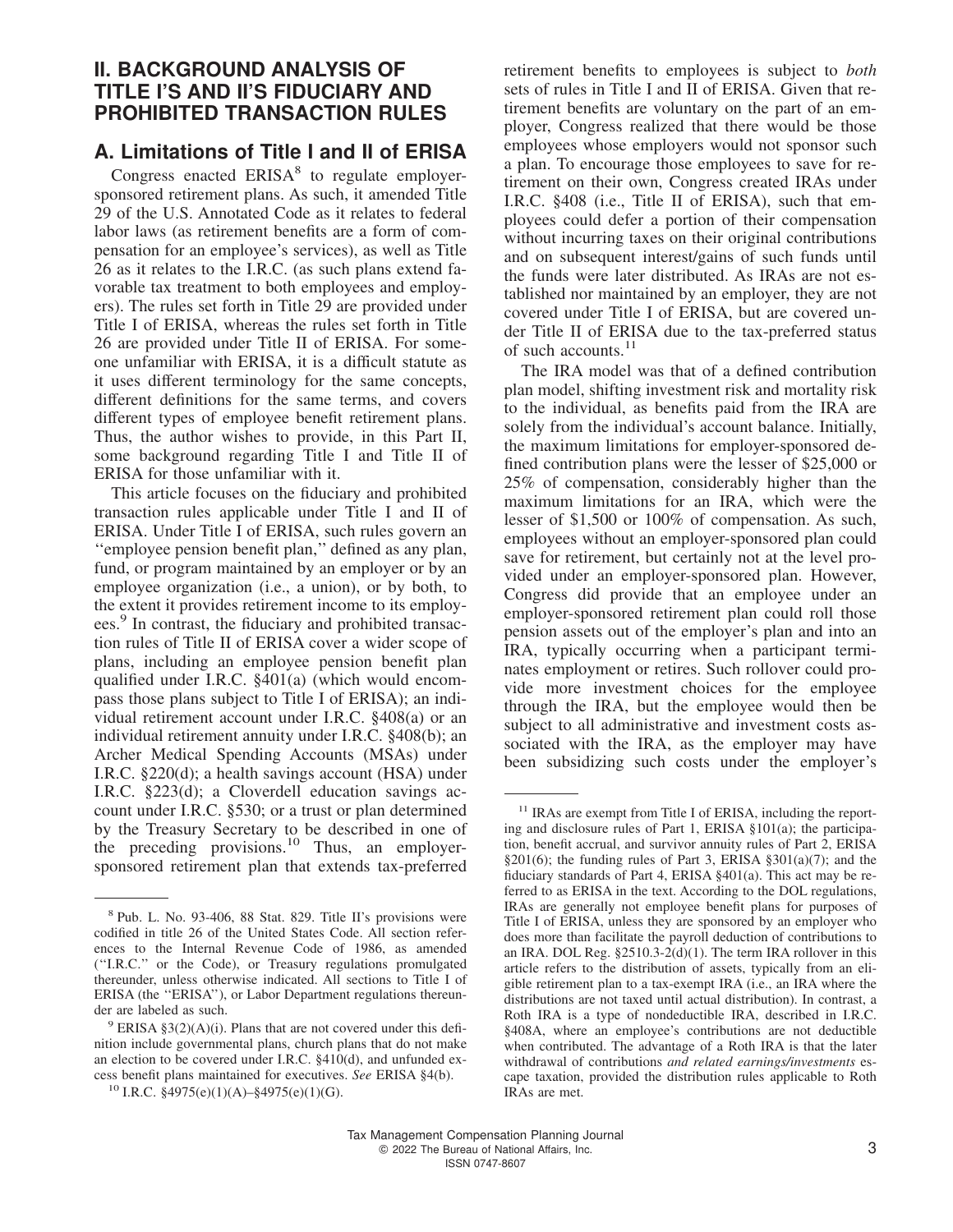## II. BACKGROUND ANALYSIS OF TITLE I'S AND II'S FIDUCIARY AND PROHIBITED TRANSACTION RULES

### A. Limitations of Title I and II of ERISA

Congress enacted ERISA[8] to regulate employer-sponsored retirement plans. As such, it amended Title 29 of the U.S. Annotated Code as it relates to federal labor laws (as retirement benefits are a form of compensation for an employee's services), as well as Title 26 as it relates to the I.R.C. (as such plans extend favorable tax treatment to both employees and employers). The rules set forth in Title 29 are provided under Title I of ERISA, whereas the rules set forth in Title 26 are provided under Title II of ERISA. For someone unfamiliar with ERISA, it is a difficult statute as it uses different terminology for the same concepts, different definitions for the same terms, and covers different types of employee benefit retirement plans. Thus, the author wishes to provide, in this Part II, some background regarding Title I and Title II of ERISA for those unfamiliar with it.

This article focuses on the fiduciary and prohibited transaction rules applicable under Title I and II of ERISA. Under Title I of ERISA, such rules govern an ''employee pension benefit plan,'' defined as any plan, fund, or program maintained by an employer or by an employee organization (i.e., a union), or by both, to the extent it provides retirement income to its employees.[9] In contrast, the fiduciary and prohibited transaction rules of Title II of ERISA cover a wider scope of plans, including an employee pension benefit plan qualified under I.R.C. §401(a) (which would encompass those plans subject to Title I of ERISA); an individual retirement account under I.R.C. §408(a) or an individual retirement annuity under I.R.C. §408(b); an Archer Medical Spending Accounts (MSAs) under I.R.C. §220(d); a health savings account (HSA) under I.R.C. §223(d); a Cloverdell education savings account under I.R.C. §530; or a trust or plan determined by the Treasury Secretary to be described in one of the preceding provisions.[10] Thus, an employer-sponsored retirement plan that extends tax-preferred retirement benefits to employees is subject to *both* sets of rules in Title I and II of ERISA. Given that retirement benefits are voluntary on the part of an employer, Congress realized that there would be those employees whose employers would not sponsor such a plan. To encourage those employees to save for retirement on their own, Congress created IRAs under I.R.C. §408 (i.e., Title II of ERISA), such that employees could defer a portion of their compensation without incurring taxes on their original contributions and on subsequent interest/gains of such funds until the funds were later distributed. As IRAs are not established nor maintained by an employer, they are not covered under Title I of ERISA, but are covered under Title II of ERISA due to the tax-preferred status of such accounts.[11]

The IRA model was that of a defined contribution plan model, shifting investment risk and mortality risk to the individual, as benefits paid from the IRA are solely from the individual's account balance. Initially, the maximum limitations for employer-sponsored defined contribution plans were the lesser of $25,000 or 25% of compensation, considerably higher than the maximum limitations for an IRA, which were the lesser of $1,500 or 100% of compensation. As such, employees without an employer-sponsored plan could save for retirement, but certainly not at the level provided under an employer-sponsored plan. However, Congress did provide that an employee under an employer-sponsored retirement plan could roll those pension assets out of the employer's plan and into an IRA, typically occurring when a participant terminates employment or retires. Such rollover could provide more investment choices for the employee through the IRA, but the employee would then be subject to all administrative and investment costs associated with the IRA, as the employer may have been subsidizing such costs under the employer's

---

[8] Pub. L. No. 93-406, 88 Stat. 829. Title II's provisions were codified in title 26 of the United States Code. All section references to the Internal Revenue Code of 1986, as amended (''I.R.C.'' or the Code), or Treasury regulations promulgated thereunder, unless otherwise indicated. All sections to Title I of ERISA (the ''ERISA''), or Labor Department regulations thereunder are labeled as such.

[9] ERISA §3(2)(A)(i). Plans that are not covered under this definition include governmental plans, church plans that do not make an election to be covered under I.R.C. §410(d), and unfunded excess benefit plans maintained for executives. *See* ERISA §4(b).

[10] I.R.C. §4975(e)(1)(A)–§4975(e)(1)(G).

[11] IRAs are exempt from Title I of ERISA, including the reporting and disclosure rules of Part 1, ERISA §101(a); the participation, benefit accrual, and survivor annuity rules of Part 2, ERISA §201(6); the funding rules of Part 3, ERISA §301(a)(7); and the fiduciary standards of Part 4, ERISA §401(a). This act may be referred to as ERISA in the text. According to the DOL regulations, IRAs are generally not employee benefit plans for purposes of Title I of ERISA, unless they are sponsored by an employer who does more than facilitate the payroll deduction of contributions to an IRA. DOL Reg. §2510.3-2(d)(1). The term IRA rollover in this article refers to the distribution of assets, typically from an eligible retirement plan to a tax-exempt IRA (i.e., an IRA where the distributions are not taxed until actual distribution). In contrast, a Roth IRA is a type of nondeductible IRA, described in I.R.C. §408A, where an employee's contributions are not deductible when contributed. The advantage of a Roth IRA is that the later withdrawal of contributions *and related earnings/investments* escape taxation, provided the distribution rules applicable to Roth IRAs are met.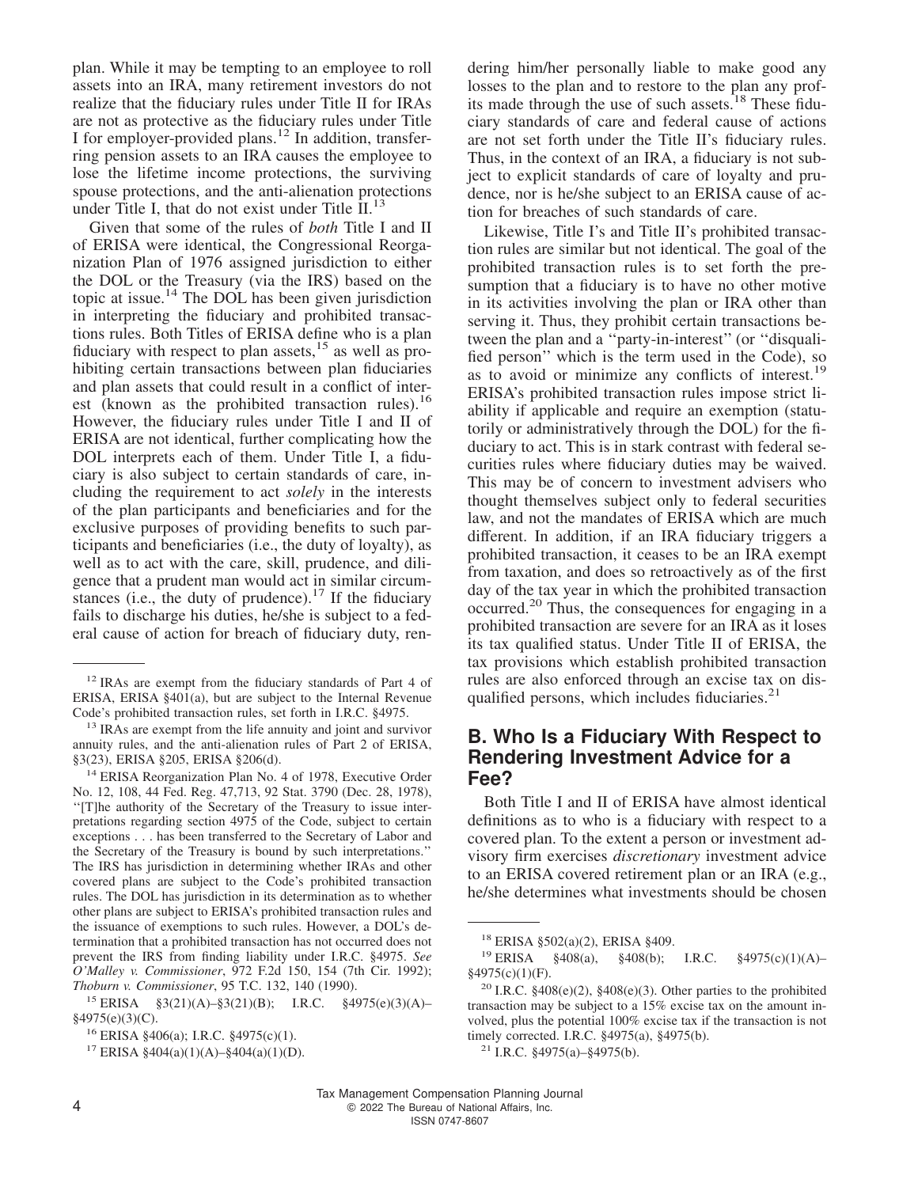plan. While it may be tempting to an employee to roll assets into an IRA, many retirement investors do not realize that the fiduciary rules under Title II for IRAs are not as protective as the fiduciary rules under Title I for employer-provided plans.[12] In addition, transferring pension assets to an IRA causes the employee to lose the lifetime income protections, the surviving spouse protections, and the anti-alienation protections under Title I, that do not exist under Title II.[13]

Given that some of the rules of *both* Title I and II of ERISA were identical, the Congressional Reorganization Plan of 1976 assigned jurisdiction to either the DOL or the Treasury (via the IRS) based on the topic at issue.[14] The DOL has been given jurisdiction in interpreting the fiduciary and prohibited transactions rules. Both Titles of ERISA define who is a plan fiduciary with respect to plan assets,[15] as well as prohibiting certain transactions between plan fiduciaries and plan assets that could result in a conflict of interest (known as the prohibited transaction rules).[16] However, the fiduciary rules under Title I and II of ERISA are not identical, further complicating how the DOL interprets each of them. Under Title I, a fiduciary is also subject to certain standards of care, including the requirement to act *solely* in the interests of the plan participants and beneficiaries and for the exclusive purposes of providing benefits to such participants and beneficiaries (i.e., the duty of loyalty), as well as to act with the care, skill, prudence, and diligence that a prudent man would act in similar circumstances (i.e., the duty of prudence).[17] If the fiduciary fails to discharge his duties, he/she is subject to a federal cause of action for breach of fiduciary duty, rendering him/her personally liable to make good any losses to the plan and to restore to the plan any profits made through the use of such assets.[18] These fiduciary standards of care and federal cause of actions are not set forth under the Title II's fiduciary rules. Thus, in the context of an IRA, a fiduciary is not subject to explicit standards of care of loyalty and prudence, nor is he/she subject to an ERISA cause of action for breaches of such standards of care.

Likewise, Title I's and Title II's prohibited transaction rules are similar but not identical. The goal of the prohibited transaction rules is to set forth the presumption that a fiduciary is to have no other motive in its activities involving the plan or IRA other than serving it. Thus, they prohibit certain transactions between the plan and a "party-in-interest" (or "disqualified person" which is the term used in the Code), so as to avoid or minimize any conflicts of interest.[19] ERISA's prohibited transaction rules impose strict liability if applicable and require an exemption (statutorily or administratively through the DOL) for the fiduciary to act. This is in stark contrast with federal securities rules where fiduciary duties may be waived. This may be of concern to investment advisers who thought themselves subject only to federal securities law, and not the mandates of ERISA which are much different. In addition, if an IRA fiduciary triggers a prohibited transaction, it ceases to be an IRA exempt from taxation, and does so retroactively as of the first day of the tax year in which the prohibited transaction occurred.[20] Thus, the consequences for engaging in a prohibited transaction are severe for an IRA as it loses its tax qualified status. Under Title II of ERISA, the tax provisions which establish prohibited transaction rules are also enforced through an excise tax on disqualified persons, which includes fiduciaries.[21]

## B. Who Is a Fiduciary With Respect to Rendering Investment Advice for a Fee?

Both Title I and II of ERISA have almost identical definitions as to who is a fiduciary with respect to a covered plan. To the extent a person or investment advisory firm exercises *discretionary* investment advice to an ERISA covered retirement plan or an IRA (e.g., he/she determines what investments should be chosen

---

[12] IRAs are exempt from the fiduciary standards of Part 4 of ERISA, ERISA §401(a), but are subject to the Internal Revenue Code's prohibited transaction rules, set forth in I.R.C. §4975.

[13] IRAs are exempt from the life annuity and joint and survivor annuity rules, and the anti-alienation rules of Part 2 of ERISA, §3(23), ERISA §205, ERISA §206(d).

[14] ERISA Reorganization Plan No. 4 of 1978, Executive Order No. 12, 108, 44 Fed. Reg. 47,713, 92 Stat. 3790 (Dec. 28, 1978), "[T]he authority of the Secretary of the Treasury to issue interpretations regarding section 4975 of the Code, subject to certain exceptions . . . has been transferred to the Secretary of Labor and the Secretary of the Treasury is bound by such interpretations." The IRS has jurisdiction in determining whether IRAs and other covered plans are subject to the Code's prohibited transaction rules. The DOL has jurisdiction in its determination as to whether other plans are subject to ERISA's prohibited transaction rules and the issuance of exemptions to such rules. However, a DOL's determination that a prohibited transaction has not occurred does not prevent the IRS from finding liability under I.R.C. §4975. *See O'Malley v. Commissioner*, 972 F.2d 150, 154 (7th Cir. 1992); *Thoburn v. Commissioner*, 95 T.C. 132, 140 (1990).

[15] ERISA §3(21)(A)–§3(21)(B); I.R.C. §4975(e)(3)(A)–§4975(e)(3)(C).

[16] ERISA §406(a); I.R.C. §4975(c)(1).

[17] ERISA §404(a)(1)(A)–§404(a)(1)(D).

[18] ERISA §502(a)(2), ERISA §409.

[19] ERISA §408(a), §408(b); I.R.C. §4975(c)(1)(A)–§4975(c)(1)(F).

[20] I.R.C. §408(e)(2), §408(e)(3). Other parties to the prohibited transaction may be subject to a 15% excise tax on the amount involved, plus the potential 100% excise tax if the transaction is not timely corrected. I.R.C. §4975(a), §4975(b).

[21] I.R.C. §4975(a)–§4975(b).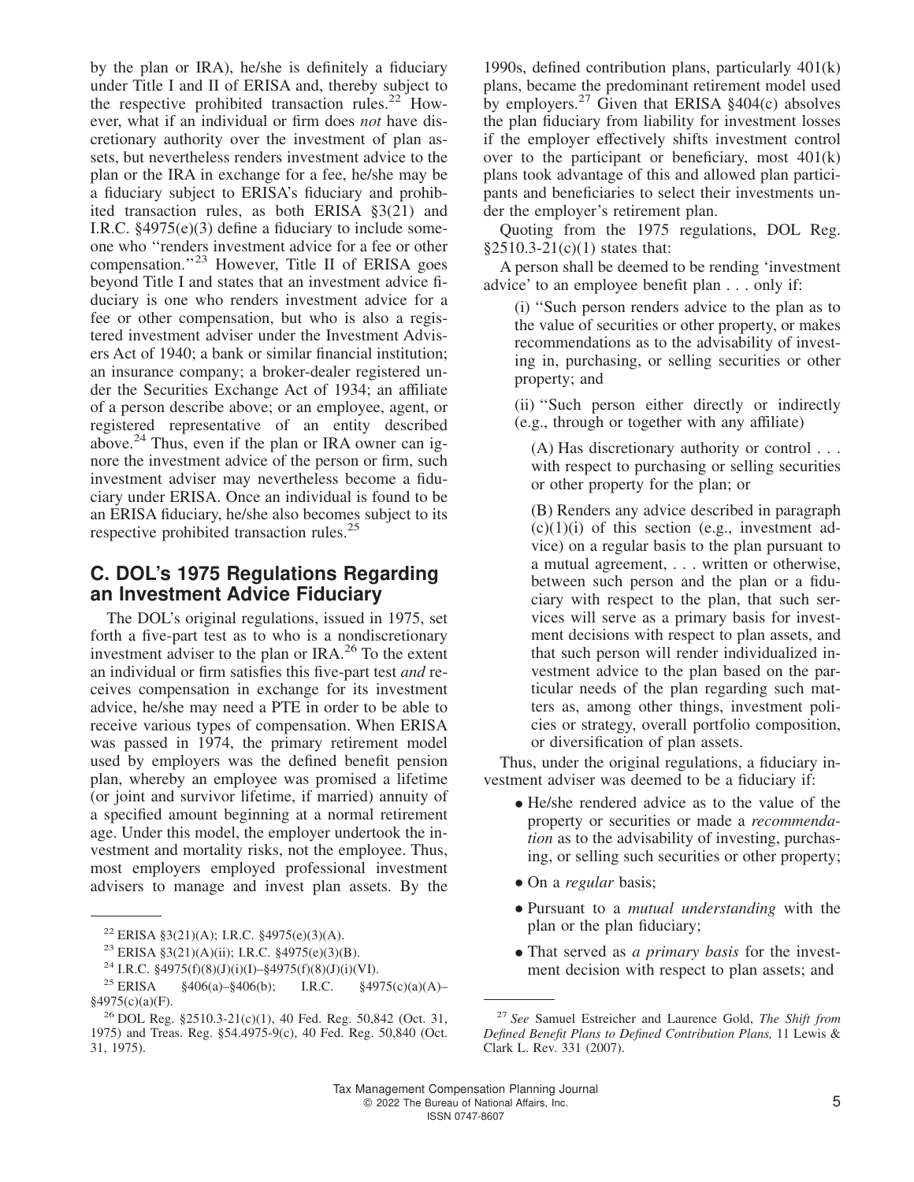by the plan or IRA), he/she is definitely a fiduciary under Title I and II of ERISA and, thereby subject to the respective prohibited transaction rules.[22] However, what if an individual or firm does *not* have discretionary authority over the investment of plan assets, but nevertheless renders investment advice to the plan or the IRA in exchange for a fee, he/she may be a fiduciary subject to ERISA's fiduciary and prohibited transaction rules, as both ERISA §3(21) and I.R.C. §4975(e)(3) define a fiduciary to include someone who ''renders investment advice for a fee or other compensation.''[23] However, Title II of ERISA goes beyond Title I and states that an investment advice fiduciary is one who renders investment advice for a fee or other compensation, but who is also a registered investment adviser under the Investment Advisers Act of 1940; a bank or similar financial institution; an insurance company; a broker-dealer registered under the Securities Exchange Act of 1934; an affiliate of a person describe above; or an employee, agent, or registered representative of an entity described above.[24] Thus, even if the plan or IRA owner can ignore the investment advice of the person or firm, such investment adviser may nevertheless become a fiduciary under ERISA. Once an individual is found to be an ERISA fiduciary, he/she also becomes subject to its respective prohibited transaction rules.[25]

## C. DOL's 1975 Regulations Regarding an Investment Advice Fiduciary

The DOL's original regulations, issued in 1975, set forth a five-part test as to who is a nondiscretionary investment adviser to the plan or IRA.[26] To the extent an individual or firm satisfies this five-part test *and* receives compensation in exchange for its investment advice, he/she may need a PTE in order to be able to receive various types of compensation. When ERISA was passed in 1974, the primary retirement model used by employers was the defined benefit pension plan, whereby an employee was promised a lifetime (or joint and survivor lifetime, if married) annuity of a specified amount beginning at a normal retirement age. Under this model, the employer undertook the investment and mortality risks, not the employee. Thus, most employers employed professional investment advisers to manage and invest plan assets. By the 1990s, defined contribution plans, particularly 401(k) plans, became the predominant retirement model used by employers.[27] Given that ERISA §404(c) absolves the plan fiduciary from liability for investment losses if the employer effectively shifts investment control over to the participant or beneficiary, most 401(k) plans took advantage of this and allowed plan participants and beneficiaries to select their investments under the employer's retirement plan.

Quoting from the 1975 regulations, DOL Reg. §2510.3-21(c)(1) states that:

A person shall be deemed to be rending 'investment advice' to an employee benefit plan . . . only if:

> (i) ''Such person renders advice to the plan as to the value of securities or other property, or makes recommendations as to the advisability of investing in, purchasing, or selling securities or other property; and
>
> (ii) ''Such person either directly or indirectly (e.g., through or together with any affiliate)
>
> > (A) Has discretionary authority or control . . . with respect to purchasing or selling securities or other property for the plan; or
> >
> > (B) Renders any advice described in paragraph (c)(1)(i) of this section (e.g., investment advice) on a regular basis to the plan pursuant to a mutual agreement, . . . written or otherwise, between such person and the plan or a fiduciary with respect to the plan, that such services will serve as a primary basis for investment decisions with respect to plan assets, and that such person will render individualized investment advice to the plan based on the particular needs of the plan regarding such matters as, among other things, investment policies or strategy, overall portfolio composition, or diversification of plan assets.

Thus, under the original regulations, a fiduciary investment adviser was deemed to be a fiduciary if:

- He/she rendered advice as to the value of the property or securities or made a *recommendation* as to the advisability of investing, purchasing, or selling such securities or other property;
- On a *regular* basis;
- Pursuant to a *mutual understanding* with the plan or the plan fiduciary;
- That served as *a primary basis* for the investment decision with respect to plan assets; and

---

[22] ERISA §3(21)(A); I.R.C. §4975(e)(3)(A).

[23] ERISA §3(21)(A)(ii); I.R.C. §4975(e)(3)(B).

[24] I.R.C. §4975(f)(8)(J)(i)(I)–§4975(f)(8)(J)(i)(VI).

[25] ERISA §406(a)–§406(b); I.R.C. §4975(c)(a)(A)–§4975(c)(a)(F).

[26] DOL Reg. §2510.3-21(c)(1), 40 Fed. Reg. 50,842 (Oct. 31, 1975) and Treas. Reg. §54.4975-9(c), 40 Fed. Reg. 50,840 (Oct. 31, 1975).

[27] *See* Samuel Estreicher and Laurence Gold, *The Shift from Defined Benefit Plans to Defined Contribution Plans,* 11 Lewis & Clark L. Rev. 331 (2007).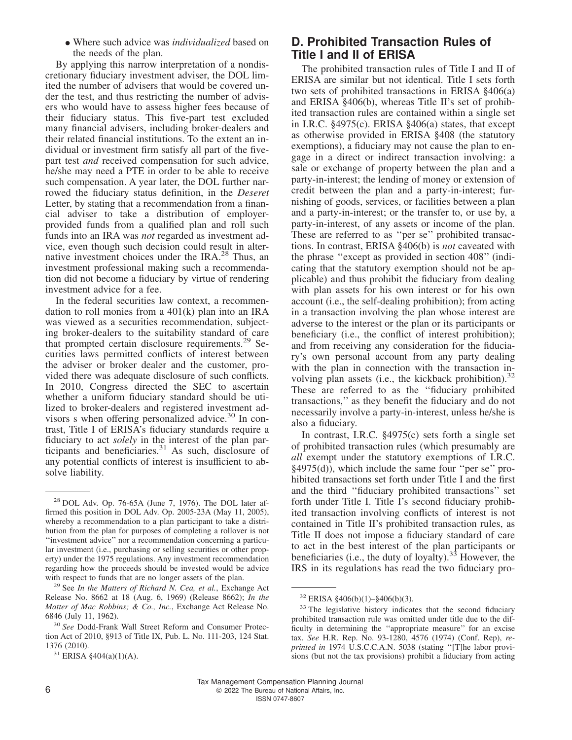- Where such advice was *individualized* based on the needs of the plan.

By applying this narrow interpretation of a nondiscretionary fiduciary investment adviser, the DOL limited the number of advisers that would be covered under the test, and thus restricting the number of advisers who would have to assess higher fees because of their fiduciary status. This five-part test excluded many financial advisers, including broker-dealers and their related financial institutions. To the extent an individual or investment firm satisfy all part of the five-part test *and* received compensation for such advice, he/she may need a PTE in order to be able to receive such compensation. A year later, the DOL further narrowed the fiduciary status definition, in the *Deseret* Letter, by stating that a recommendation from a financial adviser to take a distribution of employer-provided funds from a qualified plan and roll such funds into an IRA was *not* regarded as investment advice, even though such decision could result in alternative investment choices under the IRA.[28] Thus, an investment professional making such a recommendation did not become a fiduciary by virtue of rendering investment advice for a fee.

In the federal securities law context, a recommendation to roll monies from a 401(k) plan into an IRA was viewed as a securities recommendation, subjecting broker-dealers to the suitability standard of care that prompted certain disclosure requirements.[29] Securities laws permitted conflicts of interest between the adviser or broker dealer and the customer, provided there was adequate disclosure of such conflicts. In 2010, Congress directed the SEC to ascertain whether a uniform fiduciary standard should be utilized to broker-dealers and registered investment advisors s when offering personalized advice.[30] In contrast, Title I of ERISA's fiduciary standards require a fiduciary to act *solely* in the interest of the plan participants and beneficiaries.[31] As such, disclosure of any potential conflicts of interest is insufficient to absolve liability.

## D. Prohibited Transaction Rules of Title I and II of ERISA

The prohibited transaction rules of Title I and II of ERISA are similar but not identical. Title I sets forth two sets of prohibited transactions in ERISA §406(a) and ERISA §406(b), whereas Title II's set of prohibited transaction rules are contained within a single set in I.R.C. §4975(c). ERISA §406(a) states, that except as otherwise provided in ERISA §408 (the statutory exemptions), a fiduciary may not cause the plan to engage in a direct or indirect transaction involving: a sale or exchange of property between the plan and a party-in-interest; the lending of money or extension of credit between the plan and a party-in-interest; furnishing of goods, services, or facilities between a plan and a party-in-interest; or the transfer to, or use by, a party-in-interest, of any assets or income of the plan. These are referred to as ''per se'' prohibited transactions. In contrast, ERISA §406(b) is *not* caveated with the phrase ''except as provided in section 408'' (indicating that the statutory exemption should not be applicable) and thus prohibit the fiduciary from dealing with plan assets for his own interest or for his own account (i.e., the self-dealing prohibition); from acting in a transaction involving the plan whose interest are adverse to the interest or the plan or its participants or beneficiary (i.e., the conflict of interest prohibition); and from receiving any consideration for the fiduciary's own personal account from any party dealing with the plan in connection with the transaction involving plan assets (i.e., the kickback prohibition).[32] These are referred to as the ''fiduciary prohibited transactions,'' as they benefit the fiduciary and do not necessarily involve a party-in-interest, unless he/she is also a fiduciary.

In contrast, I.R.C. §4975(c) sets forth a single set of prohibited transaction rules (which presumably are *all* exempt under the statutory exemptions of I.R.C. §4975(d)), which include the same four ''per se'' prohibited transactions set forth under Title I and the first and the third ''fiduciary prohibited transactions'' set forth under Title I. Title I's second fiduciary prohibited transaction involving conflicts of interest is not contained in Title II's prohibited transaction rules, as Title II does not impose a fiduciary standard of care to act in the best interest of the plan participants or beneficiaries (i.e., the duty of loyalty).[33] However, the IRS in its regulations has read the two fiduciary pro-

---

[28] DOL Adv. Op. 76-65A (June 7, 1976). The DOL later affirmed this position in DOL Adv. Op. 2005-23A (May 11, 2005), whereby a recommendation to a plan participant to take a distribution from the plan for purposes of completing a rollover is not ''investment advice'' nor a recommendation concerning a particular investment (i.e., purchasing or selling securities or other property) under the 1975 regulations. Any investment recommendation regarding how the proceeds should be invested would be advice with respect to funds that are no longer assets of the plan.

[29] See *In the Matters of Richard N. Cea, et al.*, Exchange Act Release No. 8662 at 18 (Aug. 6, 1969) (Release 8662); *In the Matter of Mac Robbins; & Co., Inc.*, Exchange Act Release No. 6846 (July 11, 1962).

[30] *See* Dodd-Frank Wall Street Reform and Consumer Protection Act of 2010, §913 of Title IX, Pub. L. No. 111-203, 124 Stat. 1376 (2010).

[31] ERISA §404(a)(1)(A).

[32] ERISA §406(b)(1)–§406(b)(3).

[33] The legislative history indicates that the second fiduciary prohibited transaction rule was omitted under title due to the difficulty in determining the ''appropriate measure'' for an excise tax. *See* H.R. Rep. No. 93-1280, 4576 (1974) (Conf. Rep), *reprinted in* 1974 U.S.C.C.A.N. 5038 (stating ''[T]he labor provisions (but not the tax provisions) prohibit a fiduciary from acting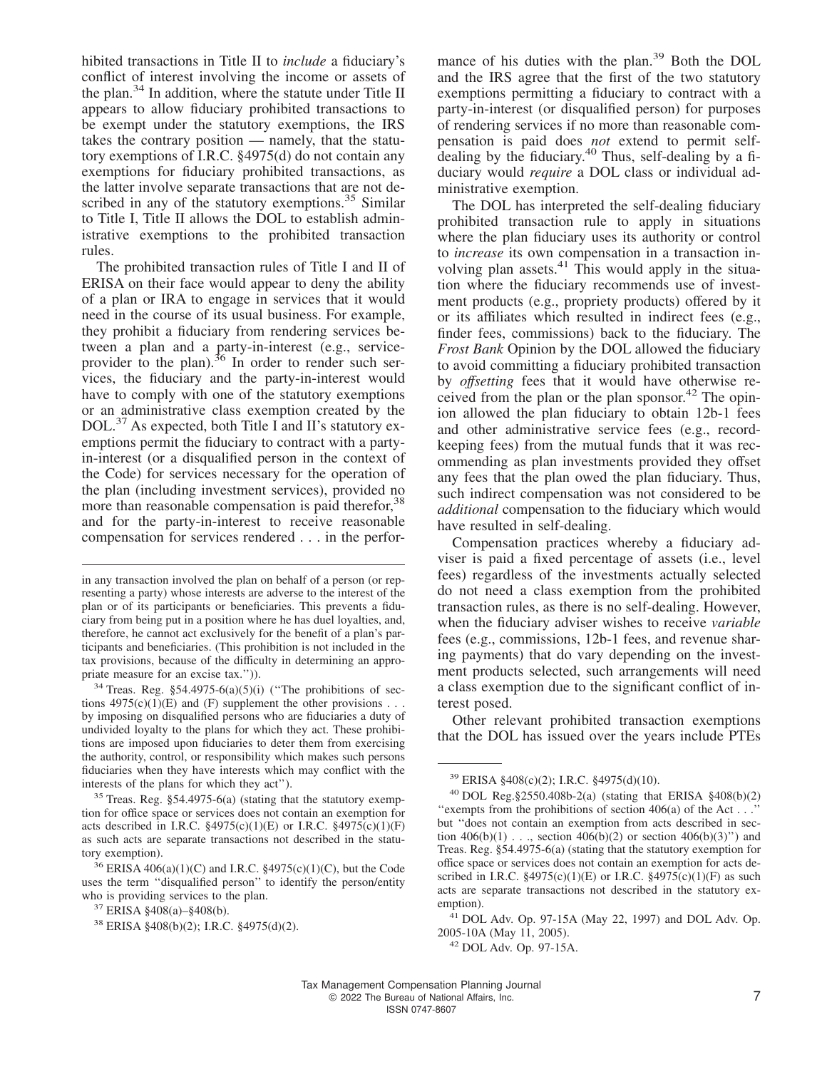hibited transactions in Title II to *include* a fiduciary's conflict of interest involving the income or assets of the plan.[34] In addition, where the statute under Title II appears to allow fiduciary prohibited transactions to be exempt under the statutory exemptions, the IRS takes the contrary position — namely, that the statutory exemptions of I.R.C. §4975(d) do not contain any exemptions for fiduciary prohibited transactions, as the latter involve separate transactions that are not described in any of the statutory exemptions.[35] Similar to Title I, Title II allows the DOL to establish administrative exemptions to the prohibited transaction rules.

The prohibited transaction rules of Title I and II of ERISA on their face would appear to deny the ability of a plan or IRA to engage in services that it would need in the course of its usual business. For example, they prohibit a fiduciary from rendering services between a plan and a party-in-interest (e.g., service-provider to the plan).[36] In order to render such services, the fiduciary and the party-in-interest would have to comply with one of the statutory exemptions or an administrative class exemption created by the DOL.[37] As expected, both Title I and II's statutory exemptions permit the fiduciary to contract with a party-in-interest (or a disqualified person in the context of the Code) for services necessary for the operation of the plan (including investment services), provided no more than reasonable compensation is paid therefor,[38] and for the party-in-interest to receive reasonable compensation for services rendered . . . in the performance of his duties with the plan.[39] Both the DOL and the IRS agree that the first of the two statutory exemptions permitting a fiduciary to contract with a party-in-interest (or disqualified person) for purposes of rendering services if no more than reasonable compensation is paid does *not* extend to permit self-dealing by the fiduciary.[40] Thus, self-dealing by a fiduciary would *require* a DOL class or individual administrative exemption.

The DOL has interpreted the self-dealing fiduciary prohibited transaction rule to apply in situations where the plan fiduciary uses its authority or control to *increase* its own compensation in a transaction involving plan assets.[41] This would apply in the situation where the fiduciary recommends use of investment products (e.g., propriety products) offered by it or its affiliates which resulted in indirect fees (e.g., finder fees, commissions) back to the fiduciary. The *Frost Bank* Opinion by the DOL allowed the fiduciary to avoid committing a fiduciary prohibited transaction by *offsetting* fees that it would have otherwise received from the plan or the plan sponsor.[42] The opinion allowed the plan fiduciary to obtain 12b-1 fees and other administrative service fees (e.g., recordkeeping fees) from the mutual funds that it was recommending as plan investments provided they offset any fees that the plan owed the plan fiduciary. Thus, such indirect compensation was not considered to be *additional* compensation to the fiduciary which would have resulted in self-dealing.

Compensation practices whereby a fiduciary adviser is paid a fixed percentage of assets (i.e., level fees) regardless of the investments actually selected do not need a class exemption from the prohibited transaction rules, as there is no self-dealing. However, when the fiduciary adviser wishes to receive *variable* fees (e.g., commissions, 12b-1 fees, and revenue sharing payments) that do vary depending on the investment products selected, such arrangements will need a class exemption due to the significant conflict of interest posed.

Other relevant prohibited transaction exemptions that the DOL has issued over the years include PTEs

---

in any transaction involved the plan on behalf of a person (or representing a party) whose interests are adverse to the interest of the plan or of its participants or beneficiaries. This prevents a fiduciary from being put in a position where he has duel loyalties, and, therefore, he cannot act exclusively for the benefit of a plan's participants and beneficiaries. (This prohibition is not included in the tax provisions, because of the difficulty in determining an appropriate measure for an excise tax.'')).

[34] Treas. Reg. §54.4975-6(a)(5)(i) (''The prohibitions of sections 4975(c)(1)(E) and (F) supplement the other provisions . . . by imposing on disqualified persons who are fiduciaries a duty of undivided loyalty to the plans for which they act. These prohibitions are imposed upon fiduciaries to deter them from exercising the authority, control, or responsibility which makes such persons fiduciaries when they have interests which may conflict with the interests of the plans for which they act'').

[35] Treas. Reg. §54.4975-6(a) (stating that the statutory exemption for office space or services does not contain an exemption for acts described in I.R.C. §4975(c)(1)(E) or I.R.C. §4975(c)(1)(F) as such acts are separate transactions not described in the statutory exemption).

[36] ERISA 406(a)(1)(C) and I.R.C. §4975(c)(1)(C), but the Code uses the term ''disqualified person'' to identify the person/entity who is providing services to the plan.

[37] ERISA §408(a)–§408(b).

[38] ERISA §408(b)(2); I.R.C. §4975(d)(2).

[39] ERISA §408(c)(2); I.R.C. §4975(d)(10).

[40] DOL Reg.§2550.408b-2(a) (stating that ERISA §408(b)(2) ''exempts from the prohibitions of section 406(a) of the Act . . .'' but ''does not contain an exemption from acts described in section 406(b)(1) . . ., section 406(b)(2) or section 406(b)(3)'') and Treas. Reg. §54.4975-6(a) (stating that the statutory exemption for office space or services does not contain an exemption for acts described in I.R.C. §4975(c)(1)(E) or I.R.C. §4975(c)(1)(F) as such acts are separate transactions not described in the statutory exemption).

[41] DOL Adv. Op. 97-15A (May 22, 1997) and DOL Adv. Op. 2005-10A (May 11, 2005).

[42] DOL Adv. Op. 97-15A.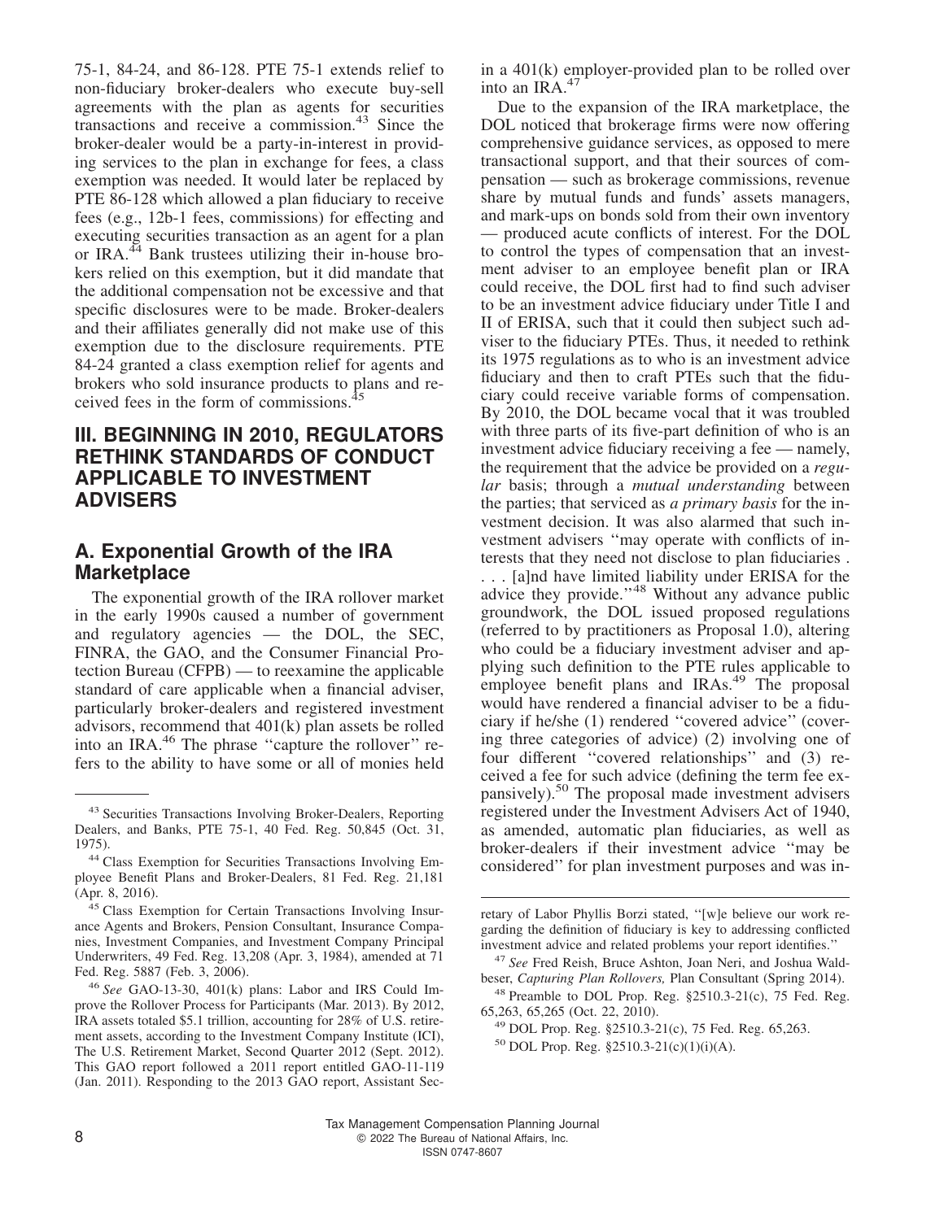75-1, 84-24, and 86-128. PTE 75-1 extends relief to non-fiduciary broker-dealers who execute buy-sell agreements with the plan as agents for securities transactions and receive a commission.[43] Since the broker-dealer would be a party-in-interest in providing services to the plan in exchange for fees, a class exemption was needed. It would later be replaced by PTE 86-128 which allowed a plan fiduciary to receive fees (e.g., 12b-1 fees, commissions) for effecting and executing securities transaction as an agent for a plan or IRA.[44] Bank trustees utilizing their in-house brokers relied on this exemption, but it did mandate that the additional compensation not be excessive and that specific disclosures were to be made. Broker-dealers and their affiliates generally did not make use of this exemption due to the disclosure requirements. PTE 84-24 granted a class exemption relief for agents and brokers who sold insurance products to plans and received fees in the form of commissions.[45]

## III. BEGINNING IN 2010, REGULATORS RETHINK STANDARDS OF CONDUCT APPLICABLE TO INVESTMENT ADVISERS

### A. Exponential Growth of the IRA Marketplace

The exponential growth of the IRA rollover market in the early 1990s caused a number of government and regulatory agencies — the DOL, the SEC, FINRA, the GAO, and the Consumer Financial Protection Bureau (CFPB) — to reexamine the applicable standard of care applicable when a financial adviser, particularly broker-dealers and registered investment advisors, recommend that 401(k) plan assets be rolled into an IRA.[46] The phrase ''capture the rollover'' refers to the ability to have some or all of monies held in a 401(k) employer-provided plan to be rolled over into an IRA.[47]

Due to the expansion of the IRA marketplace, the DOL noticed that brokerage firms were now offering comprehensive guidance services, as opposed to mere transactional support, and that their sources of compensation — such as brokerage commissions, revenue share by mutual funds and funds' assets managers, and mark-ups on bonds sold from their own inventory — produced acute conflicts of interest. For the DOL to control the types of compensation that an investment adviser to an employee benefit plan or IRA could receive, the DOL first had to find such adviser to be an investment advice fiduciary under Title I and II of ERISA, such that it could then subject such adviser to the fiduciary PTEs. Thus, it needed to rethink its 1975 regulations as to who is an investment advice fiduciary and then to craft PTEs such that the fiduciary could receive variable forms of compensation. By 2010, the DOL became vocal that it was troubled with three parts of its five-part definition of who is an investment advice fiduciary receiving a fee — namely, the requirement that the advice be provided on a *regular* basis; through a *mutual understanding* between the parties; that serviced as *a primary basis* for the investment decision. It was also alarmed that such investment advisers ''may operate with conflicts of interests that they need not disclose to plan fiduciaries . . . [a]nd have limited liability under ERISA for the advice they provide.''[48] Without any advance public groundwork, the DOL issued proposed regulations (referred to by practitioners as Proposal 1.0), altering who could be a fiduciary investment adviser and applying such definition to the PTE rules applicable to employee benefit plans and IRAs.[49] The proposal would have rendered a financial adviser to be a fiduciary if he/she (1) rendered ''covered advice'' (covering three categories of advice) (2) involving one of four different ''covered relationships'' and (3) received a fee for such advice (defining the term fee expansively).[50] The proposal made investment advisers registered under the Investment Advisers Act of 1940, as amended, automatic plan fiduciaries, as well as broker-dealers if their investment advice ''may be considered'' for plan investment purposes and was in-

---

[43] Securities Transactions Involving Broker-Dealers, Reporting Dealers, and Banks, PTE 75-1, 40 Fed. Reg. 50,845 (Oct. 31, 1975).

[44] Class Exemption for Securities Transactions Involving Employee Benefit Plans and Broker-Dealers, 81 Fed. Reg. 21,181 (Apr. 8, 2016).

[45] Class Exemption for Certain Transactions Involving Insurance Agents and Brokers, Pension Consultant, Insurance Companies, Investment Companies, and Investment Company Principal Underwriters, 49 Fed. Reg. 13,208 (Apr. 3, 1984), amended at 71 Fed. Reg. 5887 (Feb. 3, 2006).

[46] *See* GAO-13-30, 401(k) plans: Labor and IRS Could Improve the Rollover Process for Participants (Mar. 2013). By 2012, IRA assets totaled $5.1 trillion, accounting for 28% of U.S. retirement assets, according to the Investment Company Institute (ICI), The U.S. Retirement Market, Second Quarter 2012 (Sept. 2012). This GAO report followed a 2011 report entitled GAO-11-119 (Jan. 2011). Responding to the 2013 GAO report, Assistant Secretary of Labor Phyllis Borzi stated, ''[w]e believe our work regarding the definition of fiduciary is key to addressing conflicted investment advice and related problems your report identifies.''

[47] *See* Fred Reish, Bruce Ashton, Joan Neri, and Joshua Waldbeser, *Capturing Plan Rollovers,* Plan Consultant (Spring 2014).

[48] Preamble to DOL Prop. Reg. §2510.3-21(c), 75 Fed. Reg. 65,263, 65,265 (Oct. 22, 2010).

[49] DOL Prop. Reg. §2510.3-21(c), 75 Fed. Reg. 65,263.

[50] DOL Prop. Reg. §2510.3-21(c)(1)(i)(A).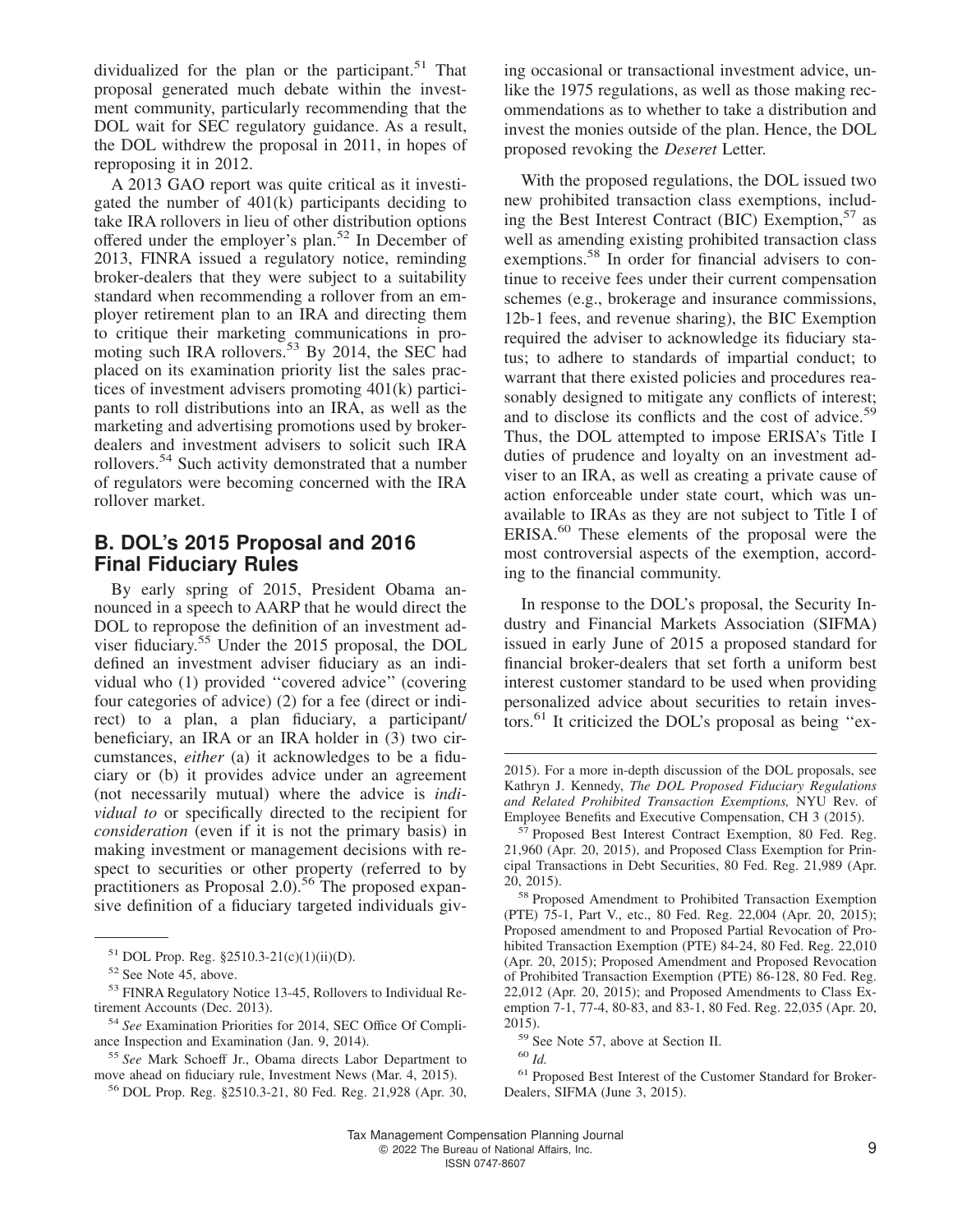dividualized for the plan or the participant.[51] That proposal generated much debate within the investment community, particularly recommending that the DOL wait for SEC regulatory guidance. As a result, the DOL withdrew the proposal in 2011, in hopes of reproposing it in 2012.

A 2013 GAO report was quite critical as it investigated the number of 401(k) participants deciding to take IRA rollovers in lieu of other distribution options offered under the employer's plan.[52] In December of 2013, FINRA issued a regulatory notice, reminding broker-dealers that they were subject to a suitability standard when recommending a rollover from an employer retirement plan to an IRA and directing them to critique their marketing communications in promoting such IRA rollovers.[53] By 2014, the SEC had placed on its examination priority list the sales practices of investment advisers promoting 401(k) participants to roll distributions into an IRA, as well as the marketing and advertising promotions used by broker-dealers and investment advisers to solicit such IRA rollovers.[54] Such activity demonstrated that a number of regulators were becoming concerned with the IRA rollover market.

## B. DOL's 2015 Proposal and 2016 Final Fiduciary Rules

By early spring of 2015, President Obama announced in a speech to AARP that he would direct the DOL to repropose the definition of an investment adviser fiduciary.[55] Under the 2015 proposal, the DOL defined an investment adviser fiduciary as an individual who (1) provided ''covered advice'' (covering four categories of advice) (2) for a fee (direct or indirect) to a plan, a plan fiduciary, a participant/beneficiary, an IRA or an IRA holder in (3) two circumstances, *either* (a) it acknowledges to be a fiduciary or (b) it provides advice under an agreement (not necessarily mutual) where the advice is *individual to* or specifically directed to the recipient for *consideration* (even if it is not the primary basis) in making investment or management decisions with respect to securities or other property (referred to by practitioners as Proposal 2.0).[56] The proposed expansive definition of a fiduciary targeted individuals giving occasional or transactional investment advice, unlike the 1975 regulations, as well as those making recommendations as to whether to take a distribution and invest the monies outside of the plan. Hence, the DOL proposed revoking the *Deseret* Letter.

With the proposed regulations, the DOL issued two new prohibited transaction class exemptions, including the Best Interest Contract (BIC) Exemption,[57] as well as amending existing prohibited transaction class exemptions.[58] In order for financial advisers to continue to receive fees under their current compensation schemes (e.g., brokerage and insurance commissions, 12b-1 fees, and revenue sharing), the BIC Exemption required the adviser to acknowledge its fiduciary status; to adhere to standards of impartial conduct; to warrant that there existed policies and procedures reasonably designed to mitigate any conflicts of interest; and to disclose its conflicts and the cost of advice.[59] Thus, the DOL attempted to impose ERISA's Title I duties of prudence and loyalty on an investment adviser to an IRA, as well as creating a private cause of action enforceable under state court, which was unavailable to IRAs as they are not subject to Title I of ERISA.[60] These elements of the proposal were the most controversial aspects of the exemption, according to the financial community.

In response to the DOL's proposal, the Security Industry and Financial Markets Association (SIFMA) issued in early June of 2015 a proposed standard for financial broker-dealers that set forth a uniform best interest customer standard to be used when providing personalized advice about securities to retain investors.[61] It criticized the DOL's proposal as being ''ex-

---

[51] DOL Prop. Reg. §2510.3-21(c)(1)(ii)(D).

[52] See Note 45, above.

[53] FINRA Regulatory Notice 13-45, Rollovers to Individual Retirement Accounts (Dec. 2013).

[54] *See* Examination Priorities for 2014, SEC Office Of Compliance Inspection and Examination (Jan. 9, 2014).

[55] *See* Mark Schoeff Jr., Obama directs Labor Department to move ahead on fiduciary rule, Investment News (Mar. 4, 2015).

[56] DOL Prop. Reg. §2510.3-21, 80 Fed. Reg. 21,928 (Apr. 30, 2015). For a more in-depth discussion of the DOL proposals, see Kathryn J. Kennedy, *The DOL Proposed Fiduciary Regulations and Related Prohibited Transaction Exemptions,* NYU Rev. of Employee Benefits and Executive Compensation, CH 3 (2015).

[57] Proposed Best Interest Contract Exemption, 80 Fed. Reg. 21,960 (Apr. 20, 2015), and Proposed Class Exemption for Principal Transactions in Debt Securities, 80 Fed. Reg. 21,989 (Apr. 20, 2015).

[58] Proposed Amendment to Prohibited Transaction Exemption (PTE) 75-1, Part V., etc., 80 Fed. Reg. 22,004 (Apr. 20, 2015); Proposed amendment to and Proposed Partial Revocation of Prohibited Transaction Exemption (PTE) 84-24, 80 Fed. Reg. 22,010 (Apr. 20, 2015); Proposed Amendment and Proposed Revocation of Prohibited Transaction Exemption (PTE) 86-128, 80 Fed. Reg. 22,012 (Apr. 20, 2015); and Proposed Amendments to Class Exemption 7-1, 77-4, 80-83, and 83-1, 80 Fed. Reg. 22,035 (Apr. 20, 2015).

[59] See Note 57, above at Section II.

[60] *Id.*

[61] Proposed Best Interest of the Customer Standard for Broker-Dealers, SIFMA (June 3, 2015).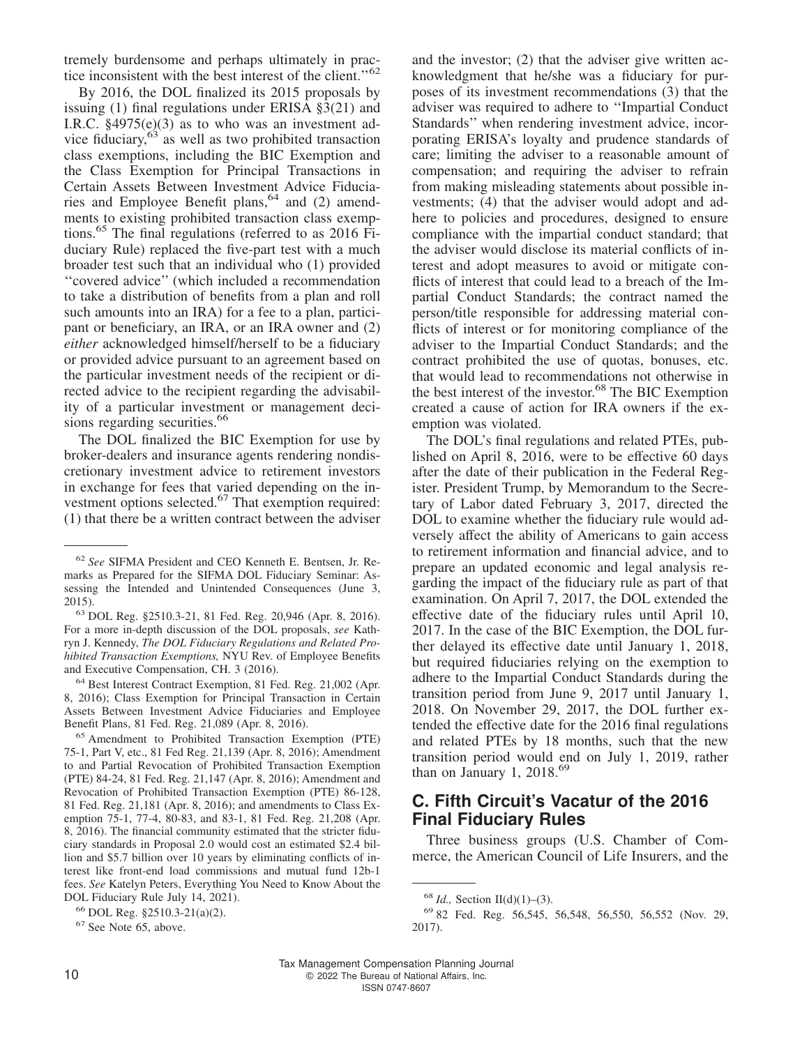tremely burdensome and perhaps ultimately in practice inconsistent with the best interest of the client.''[62]

By 2016, the DOL finalized its 2015 proposals by issuing (1) final regulations under ERISA §3(21) and I.R.C. §4975(e)(3) as to who was an investment advice fiduciary,[63] as well as two prohibited transaction class exemptions, including the BIC Exemption and the Class Exemption for Principal Transactions in Certain Assets Between Investment Advice Fiduciaries and Employee Benefit plans,[64] and (2) amendments to existing prohibited transaction class exemptions.[65] The final regulations (referred to as 2016 Fiduciary Rule) replaced the five-part test with a much broader test such that an individual who (1) provided ''covered advice'' (which included a recommendation to take a distribution of benefits from a plan and roll such amounts into an IRA) for a fee to a plan, participant or beneficiary, an IRA, or an IRA owner and (2) *either* acknowledged himself/herself to be a fiduciary or provided advice pursuant to an agreement based on the particular investment needs of the recipient or directed advice to the recipient regarding the advisability of a particular investment or management decisions regarding securities.[66]

The DOL finalized the BIC Exemption for use by broker-dealers and insurance agents rendering nondiscretionary investment advice to retirement investors in exchange for fees that varied depending on the investment options selected.[67] That exemption required: (1) that there be a written contract between the adviser and the investor; (2) that the adviser give written acknowledgment that he/she was a fiduciary for purposes of its investment recommendations (3) that the adviser was required to adhere to ''Impartial Conduct Standards'' when rendering investment advice, incorporating ERISA's loyalty and prudence standards of care; limiting the adviser to a reasonable amount of compensation; and requiring the adviser to refrain from making misleading statements about possible investments; (4) that the adviser would adopt and adhere to policies and procedures, designed to ensure compliance with the impartial conduct standard; that the adviser would disclose its material conflicts of interest and adopt measures to avoid or mitigate conflicts of interest that could lead to a breach of the Impartial Conduct Standards; the contract named the person/title responsible for addressing material conflicts of interest or for monitoring compliance of the adviser to the Impartial Conduct Standards; and the contract prohibited the use of quotas, bonuses, etc. that would lead to recommendations not otherwise in the best interest of the investor.[68] The BIC Exemption created a cause of action for IRA owners if the exemption was violated.

The DOL's final regulations and related PTEs, published on April 8, 2016, were to be effective 60 days after the date of their publication in the Federal Register. President Trump, by Memorandum to the Secretary of Labor dated February 3, 2017, directed the DOL to examine whether the fiduciary rule would adversely affect the ability of Americans to gain access to retirement information and financial advice, and to prepare an updated economic and legal analysis regarding the impact of the fiduciary rule as part of that examination. On April 7, 2017, the DOL extended the effective date of the fiduciary rules until April 10, 2017. In the case of the BIC Exemption, the DOL further delayed its effective date until January 1, 2018, but required fiduciaries relying on the exemption to adhere to the Impartial Conduct Standards during the transition period from June 9, 2017 until January 1, 2018. On November 29, 2017, the DOL further extended the effective date for the 2016 final regulations and related PTEs by 18 months, such that the new transition period would end on July 1, 2019, rather than on January 1, 2018.[69]

## C. Fifth Circuit's Vacatur of the 2016 Final Fiduciary Rules

Three business groups (U.S. Chamber of Commerce, the American Council of Life Insurers, and the

---

[62] *See* SIFMA President and CEO Kenneth E. Bentsen, Jr. Remarks as Prepared for the SIFMA DOL Fiduciary Seminar: Assessing the Intended and Unintended Consequences (June 3, 2015).

[63] DOL Reg. §2510.3-21, 81 Fed. Reg. 20,946 (Apr. 8, 2016). For a more in-depth discussion of the DOL proposals, *see* Kathryn J. Kennedy, *The DOL Fiduciary Regulations and Related Prohibited Transaction Exemptions,* NYU Rev. of Employee Benefits and Executive Compensation, CH. 3 (2016).

[64] Best Interest Contract Exemption, 81 Fed. Reg. 21,002 (Apr. 8, 2016); Class Exemption for Principal Transaction in Certain Assets Between Investment Advice Fiduciaries and Employee Benefit Plans, 81 Fed. Reg. 21,089 (Apr. 8, 2016).

[65] Amendment to Prohibited Transaction Exemption (PTE) 75-1, Part V, etc., 81 Fed Reg. 21,139 (Apr. 8, 2016); Amendment to and Partial Revocation of Prohibited Transaction Exemption (PTE) 84-24, 81 Fed. Reg. 21,147 (Apr. 8, 2016); Amendment and Revocation of Prohibited Transaction Exemption (PTE) 86-128, 81 Fed. Reg. 21,181 (Apr. 8, 2016); and amendments to Class Exemption 75-1, 77-4, 80-83, and 83-1, 81 Fed. Reg. 21,208 (Apr. 8, 2016). The financial community estimated that the stricter fiduciary standards in Proposal 2.0 would cost an estimated $2.4 billion and $5.7 billion over 10 years by eliminating conflicts of interest like front-end load commissions and mutual fund 12b-1 fees. *See* Katelyn Peters, Everything You Need to Know About the DOL Fiduciary Rule July 14, 2021).

[66] DOL Reg. §2510.3-21(a)(2).

[67] See Note 65, above.

[68] *Id.,* Section II(d)(1)–(3).

[69] 82 Fed. Reg. 56,545, 56,548, 56,550, 56,552 (Nov. 29, 2017).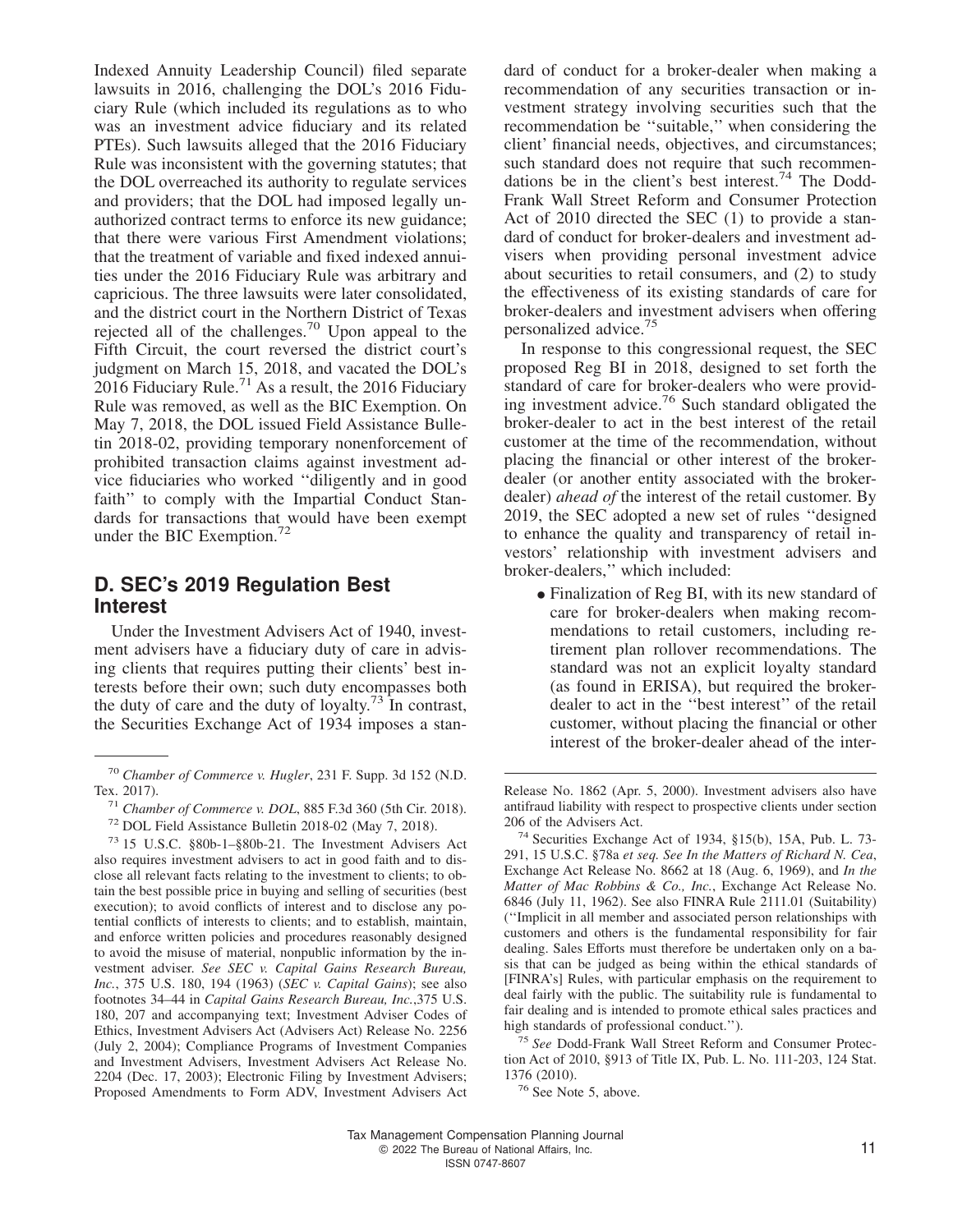Indexed Annuity Leadership Council) filed separate lawsuits in 2016, challenging the DOL's 2016 Fiduciary Rule (which included its regulations as to who was an investment advice fiduciary and its related PTEs). Such lawsuits alleged that the 2016 Fiduciary Rule was inconsistent with the governing statutes; that the DOL overreached its authority to regulate services and providers; that the DOL had imposed legally unauthorized contract terms to enforce its new guidance; that there were various First Amendment violations; that the treatment of variable and fixed indexed annuities under the 2016 Fiduciary Rule was arbitrary and capricious. The three lawsuits were later consolidated, and the district court in the Northern District of Texas rejected all of the challenges.[70] Upon appeal to the Fifth Circuit, the court reversed the district court's judgment on March 15, 2018, and vacated the DOL's 2016 Fiduciary Rule.[71] As a result, the 2016 Fiduciary Rule was removed, as well as the BIC Exemption. On May 7, 2018, the DOL issued Field Assistance Bulletin 2018-02, providing temporary nonenforcement of prohibited transaction claims against investment advice fiduciaries who worked ''diligently and in good faith'' to comply with the Impartial Conduct Standards for transactions that would have been exempt under the BIC Exemption.[72]

## D. SEC's 2019 Regulation Best Interest

Under the Investment Advisers Act of 1940, investment advisers have a fiduciary duty of care in advising clients that requires putting their clients' best interests before their own; such duty encompasses both the duty of care and the duty of loyalty.[73] In contrast, the Securities Exchange Act of 1934 imposes a standard of conduct for a broker-dealer when making a recommendation of any securities transaction or investment strategy involving securities such that the recommendation be ''suitable,'' when considering the client' financial needs, objectives, and circumstances; such standard does not require that such recommendations be in the client's best interest.[74] The Dodd-Frank Wall Street Reform and Consumer Protection Act of 2010 directed the SEC (1) to provide a standard of conduct for broker-dealers and investment advisers when providing personal investment advice about securities to retail consumers, and (2) to study the effectiveness of its existing standards of care for broker-dealers and investment advisers when offering personalized advice.[75]

In response to this congressional request, the SEC proposed Reg BI in 2018, designed to set forth the standard of care for broker-dealers who were providing investment advice.[76] Such standard obligated the broker-dealer to act in the best interest of the retail customer at the time of the recommendation, without placing the financial or other interest of the broker-dealer (or another entity associated with the broker-dealer) *ahead of* the interest of the retail customer. By 2019, the SEC adopted a new set of rules ''designed to enhance the quality and transparency of retail investors' relationship with investment advisers and broker-dealers,'' which included:

- Finalization of Reg BI, with its new standard of care for broker-dealers when making recommendations to retail customers, including retirement plan rollover recommendations. The standard was not an explicit loyalty standard (as found in ERISA), but required the broker-dealer to act in the ''best interest'' of the retail customer, without placing the financial or other interest of the broker-dealer ahead of the inter-

---

[70] *Chamber of Commerce v. Hugler*, 231 F. Supp. 3d 152 (N.D. Tex. 2017).

[71] *Chamber of Commerce v. DOL*, 885 F.3d 360 (5th Cir. 2018).

[72] DOL Field Assistance Bulletin 2018-02 (May 7, 2018).

[73] 15 U.S.C. §80b-1–§80b-21. The Investment Advisers Act also requires investment advisers to act in good faith and to disclose all relevant facts relating to the investment to clients; to obtain the best possible price in buying and selling of securities (best execution); to avoid conflicts of interest and to disclose any potential conflicts of interests to clients; and to establish, maintain, and enforce written policies and procedures reasonably designed to avoid the misuse of material, nonpublic information by the investment adviser. *See SEC v. Capital Gains Research Bureau, Inc.*, 375 U.S. 180, 194 (1963) (*SEC v. Capital Gains*); see also footnotes 34–44 in *Capital Gains Research Bureau, Inc.*,375 U.S. 180, 207 and accompanying text; Investment Adviser Codes of Ethics, Investment Advisers Act (Advisers Act) Release No. 2256 (July 2, 2004); Compliance Programs of Investment Companies and Investment Advisers, Investment Advisers Act Release No. 2204 (Dec. 17, 2003); Electronic Filing by Investment Advisers; Proposed Amendments to Form ADV, Investment Advisers Act Release No. 1862 (Apr. 5, 2000). Investment advisers also have antifraud liability with respect to prospective clients under section 206 of the Advisers Act.

[74] Securities Exchange Act of 1934, §15(b), 15A, Pub. L. 73-291, 15 U.S.C. §78a *et seq. See In the Matters of Richard N. Cea*, Exchange Act Release No. 8662 at 18 (Aug. 6, 1969), and *In the Matter of Mac Robbins & Co., Inc.*, Exchange Act Release No. 6846 (July 11, 1962). See also FINRA Rule 2111.01 (Suitability) (''Implicit in all member and associated person relationships with customers and others is the fundamental responsibility for fair dealing. Sales Efforts must therefore be undertaken only on a basis that can be judged as being within the ethical standards of [FINRA's] Rules, with particular emphasis on the requirement to deal fairly with the public. The suitability rule is fundamental to fair dealing and is intended to promote ethical sales practices and high standards of professional conduct.'').

[75] *See* Dodd-Frank Wall Street Reform and Consumer Protection Act of 2010, §913 of Title IX, Pub. L. No. 111-203, 124 Stat. 1376 (2010).

[76] See Note 5, above.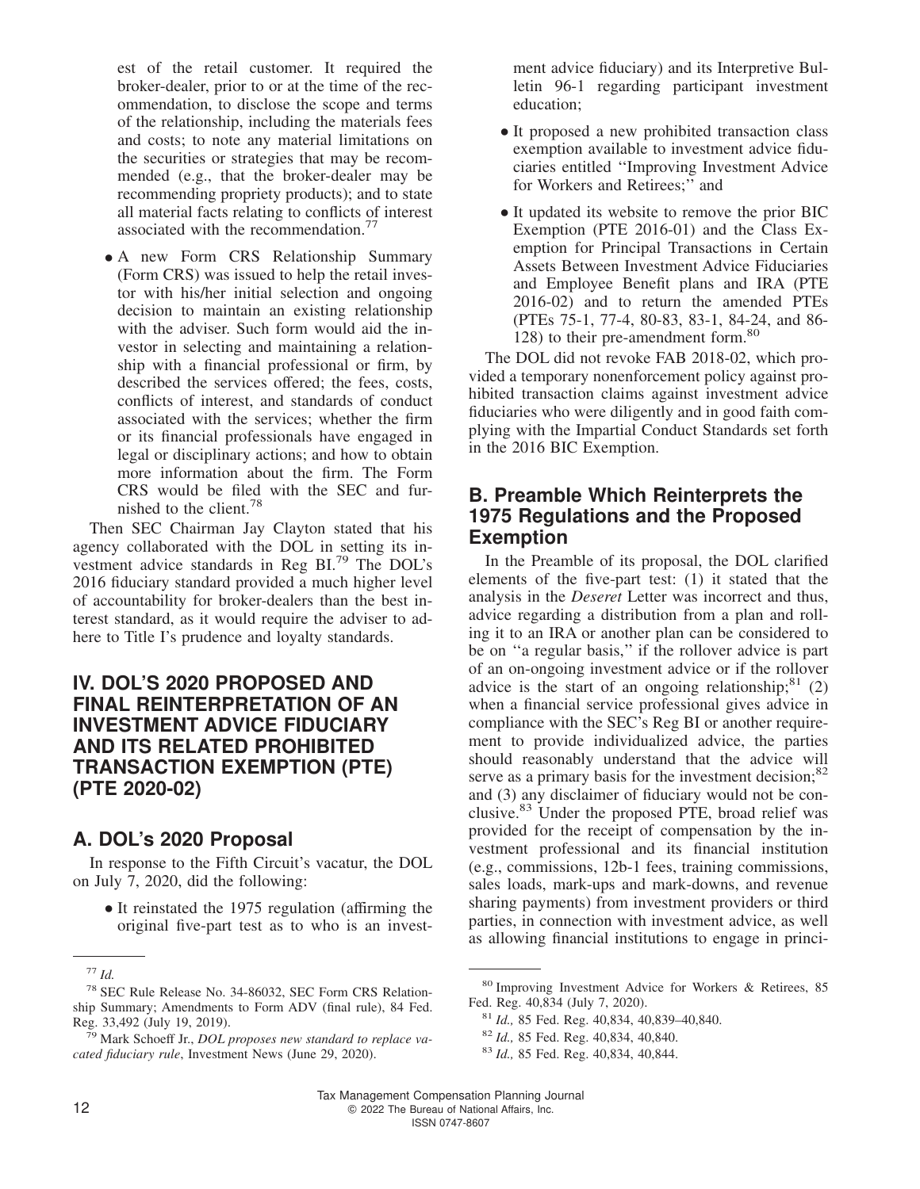est of the retail customer. It required the broker-dealer, prior to or at the time of the recommendation, to disclose the scope and terms of the relationship, including the materials fees and costs; to note any material limitations on the securities or strategies that may be recommended (e.g., that the broker-dealer may be recommending propriety products); and to state all material facts relating to conflicts of interest associated with the recommendation.[77]

- A new Form CRS Relationship Summary (Form CRS) was issued to help the retail investor with his/her initial selection and ongoing decision to maintain an existing relationship with the adviser. Such form would aid the investor in selecting and maintaining a relationship with a financial professional or firm, by described the services offered; the fees, costs, conflicts of interest, and standards of conduct associated with the services; whether the firm or its financial professionals have engaged in legal or disciplinary actions; and how to obtain more information about the firm. The Form CRS would be filed with the SEC and furnished to the client.[78]

Then SEC Chairman Jay Clayton stated that his agency collaborated with the DOL in setting its investment advice standards in Reg BI.[79] The DOL's 2016 fiduciary standard provided a much higher level of accountability for broker-dealers than the best interest standard, as it would require the adviser to adhere to Title I's prudence and loyalty standards.

## IV. DOL'S 2020 PROPOSED AND FINAL REINTERPRETATION OF AN INVESTMENT ADVICE FIDUCIARY AND ITS RELATED PROHIBITED TRANSACTION EXEMPTION (PTE) (PTE 2020-02)

### A. DOL's 2020 Proposal

In response to the Fifth Circuit's vacatur, the DOL on July 7, 2020, did the following:

- It reinstated the 1975 regulation (affirming the original five-part test as to who is an investment advice fiduciary) and its Interpretive Bulletin 96-1 regarding participant investment education;
- It proposed a new prohibited transaction class exemption available to investment advice fiduciaries entitled ''Improving Investment Advice for Workers and Retirees;'' and
- It updated its website to remove the prior BIC Exemption (PTE 2016-01) and the Class Exemption for Principal Transactions in Certain Assets Between Investment Advice Fiduciaries and Employee Benefit plans and IRA (PTE 2016-02) and to return the amended PTEs (PTEs 75-1, 77-4, 80-83, 83-1, 84-24, and 86-128) to their pre-amendment form.[80]

The DOL did not revoke FAB 2018-02, which provided a temporary nonenforcement policy against prohibited transaction claims against investment advice fiduciaries who were diligently and in good faith complying with the Impartial Conduct Standards set forth in the 2016 BIC Exemption.

### B. Preamble Which Reinterprets the 1975 Regulations and the Proposed Exemption

In the Preamble of its proposal, the DOL clarified elements of the five-part test: (1) it stated that the analysis in the *Deseret* Letter was incorrect and thus, advice regarding a distribution from a plan and rolling it to an IRA or another plan can be considered to be on ''a regular basis,'' if the rollover advice is part of an on-ongoing investment advice or if the rollover advice is the start of an ongoing relationship;[81] (2) when a financial service professional gives advice in compliance with the SEC's Reg BI or another requirement to provide individualized advice, the parties should reasonably understand that the advice will serve as a primary basis for the investment decision;[82] and (3) any disclaimer of fiduciary would not be conclusive.[83] Under the proposed PTE, broad relief was provided for the receipt of compensation by the investment professional and its financial institution (e.g., commissions, 12b-1 fees, training commissions, sales loads, mark-ups and mark-downs, and revenue sharing payments) from investment providers or third parties, in connection with investment advice, as well as allowing financial institutions to engage in princi-

---

[77] *Id.*

[78] SEC Rule Release No. 34-86032, SEC Form CRS Relationship Summary; Amendments to Form ADV (final rule), 84 Fed. Reg. 33,492 (July 19, 2019).

[79] Mark Schoeff Jr., *DOL proposes new standard to replace vacated fiduciary rule*, Investment News (June 29, 2020).

[80] Improving Investment Advice for Workers & Retirees, 85 Fed. Reg. 40,834 (July 7, 2020).

[81] *Id.,* 85 Fed. Reg. 40,834, 40,839–40,840.

[82] *Id.,* 85 Fed. Reg. 40,834, 40,840.

[83] *Id.,* 85 Fed. Reg. 40,834, 40,844.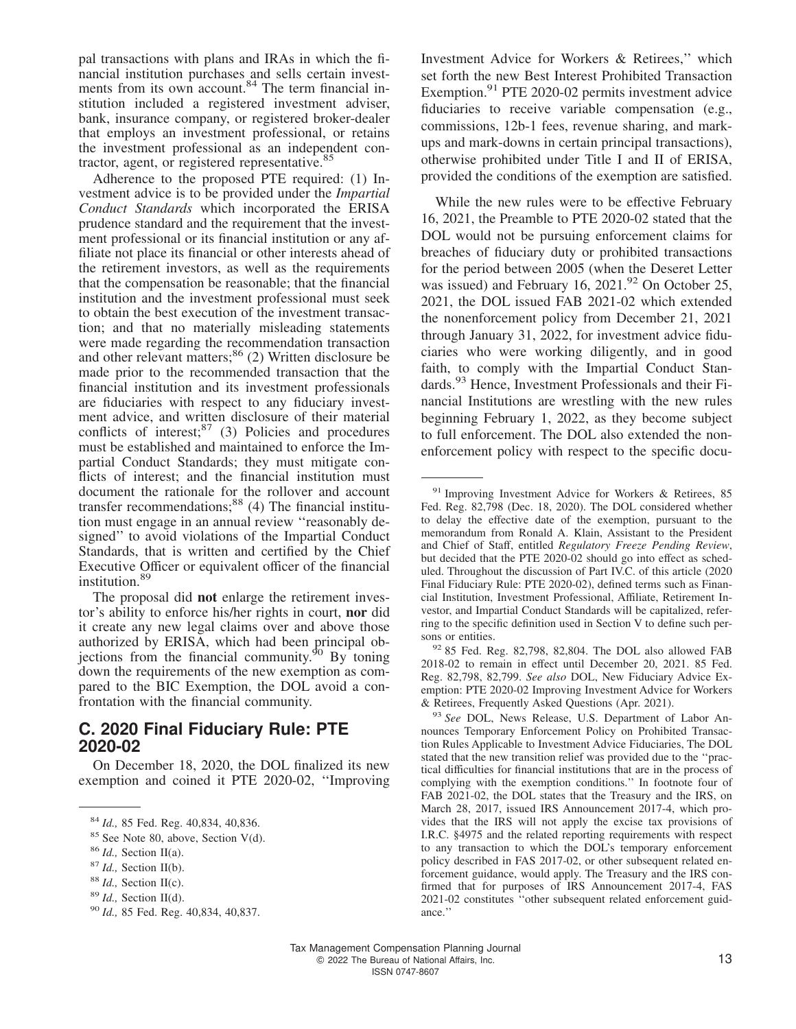pal transactions with plans and IRAs in which the financial institution purchases and sells certain investments from its own account.[84] The term financial institution included a registered investment adviser, bank, insurance company, or registered broker-dealer that employs an investment professional, or retains the investment professional as an independent contractor, agent, or registered representative.[85]

Adherence to the proposed PTE required: (1) Investment advice is to be provided under the *Impartial Conduct Standards* which incorporated the ERISA prudence standard and the requirement that the investment professional or its financial institution or any affiliate not place its financial or other interests ahead of the retirement investors, as well as the requirements that the compensation be reasonable; that the financial institution and the investment professional must seek to obtain the best execution of the investment transaction; and that no materially misleading statements were made regarding the recommendation transaction and other relevant matters;[86] (2) Written disclosure be made prior to the recommended transaction that the financial institution and its investment professionals are fiduciaries with respect to any fiduciary investment advice, and written disclosure of their material conflicts of interest;[87] (3) Policies and procedures must be established and maintained to enforce the Impartial Conduct Standards; they must mitigate conflicts of interest; and the financial institution must document the rationale for the rollover and account transfer recommendations;[88] (4) The financial institution must engage in an annual review ''reasonably designed'' to avoid violations of the Impartial Conduct Standards, that is written and certified by the Chief Executive Officer or equivalent officer of the financial institution.[89]

The proposal did **not** enlarge the retirement investor's ability to enforce his/her rights in court, **nor** did it create any new legal claims over and above those authorized by ERISA, which had been principal objections from the financial community.[90] By toning down the requirements of the new exemption as compared to the BIC Exemption, the DOL avoid a confrontation with the financial community.

## C. 2020 Final Fiduciary Rule: PTE 2020-02

On December 18, 2020, the DOL finalized its new exemption and coined it PTE 2020-02, ''Improving Investment Advice for Workers & Retirees,'' which set forth the new Best Interest Prohibited Transaction Exemption.[91] PTE 2020-02 permits investment advice fiduciaries to receive variable compensation (e.g., commissions, 12b-1 fees, revenue sharing, and mark-ups and mark-downs in certain principal transactions), otherwise prohibited under Title I and II of ERISA, provided the conditions of the exemption are satisfied.

While the new rules were to be effective February 16, 2021, the Preamble to PTE 2020-02 stated that the DOL would not be pursuing enforcement claims for breaches of fiduciary duty or prohibited transactions for the period between 2005 (when the Deseret Letter was issued) and February 16, 2021.[92] On October 25, 2021, the DOL issued FAB 2021-02 which extended the nonenforcement policy from December 21, 2021 through January 31, 2022, for investment advice fiduciaries who were working diligently, and in good faith, to comply with the Impartial Conduct Standards.[93] Hence, Investment Professionals and their Financial Institutions are wrestling with the new rules beginning February 1, 2022, as they become subject to full enforcement. The DOL also extended the nonenforcement policy with respect to the specific docu-

---

[84] *Id.,* 85 Fed. Reg. 40,834, 40,836.

[85] See Note 80, above, Section V(d).

[86] *Id.,* Section II(a).

[87] *Id.,* Section II(b).

[88] *Id.,* Section II(c).

[89] *Id.,* Section II(d).

[90] *Id.,* 85 Fed. Reg. 40,834, 40,837.

[91] Improving Investment Advice for Workers & Retirees, 85 Fed. Reg. 82,798 (Dec. 18, 2020). The DOL considered whether to delay the effective date of the exemption, pursuant to the memorandum from Ronald A. Klain, Assistant to the President and Chief of Staff, entitled *Regulatory Freeze Pending Review*, but decided that the PTE 2020-02 should go into effect as scheduled. Throughout the discussion of Part IV.C. of this article (2020 Final Fiduciary Rule: PTE 2020-02), defined terms such as Financial Institution, Investment Professional, Affiliate, Retirement Investor, and Impartial Conduct Standards will be capitalized, referring to the specific definition used in Section V to define such persons or entities.

[92] 85 Fed. Reg. 82,798, 82,804. The DOL also allowed FAB 2018-02 to remain in effect until December 20, 2021. 85 Fed. Reg. 82,798, 82,799. *See also* DOL, New Fiduciary Advice Exemption: PTE 2020-02 Improving Investment Advice for Workers & Retirees, Frequently Asked Questions (Apr. 2021).

[93] *See* DOL, News Release, U.S. Department of Labor Announces Temporary Enforcement Policy on Prohibited Transaction Rules Applicable to Investment Advice Fiduciaries, The DOL stated that the new transition relief was provided due to the ''practical difficulties for financial institutions that are in the process of complying with the exemption conditions.'' In footnote four of FAB 2021-02, the DOL states that the Treasury and the IRS, on March 28, 2017, issued IRS Announcement 2017-4, which provides that the IRS will not apply the excise tax provisions of I.R.C. §4975 and the related reporting requirements with respect to any transaction to which the DOL's temporary enforcement policy described in FAS 2017-02, or other subsequent related enforcement guidance, would apply. The Treasury and the IRS confirmed that for purposes of IRS Announcement 2017-4, FAS 2021-02 constitutes ''other subsequent related enforcement guidance.''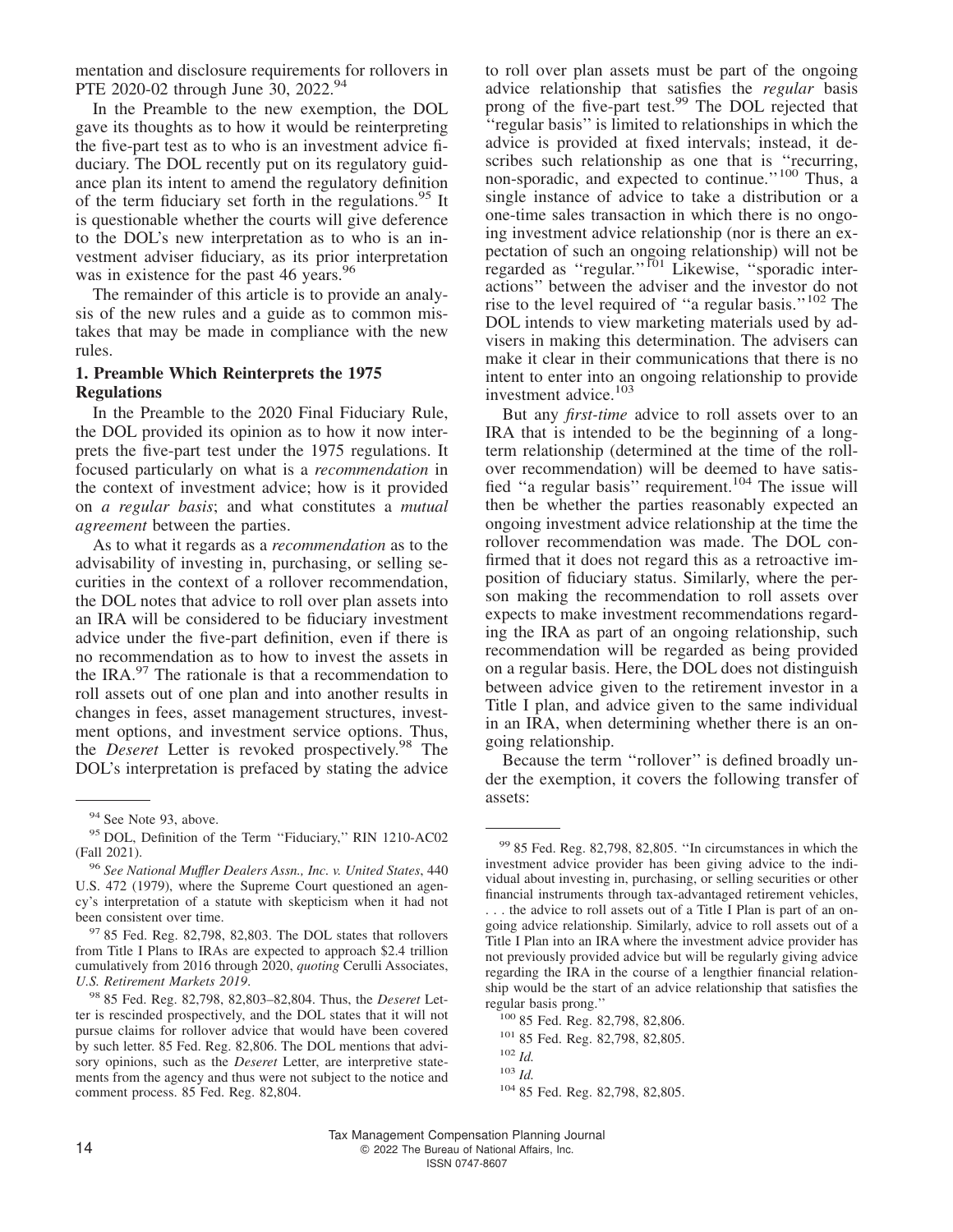mentation and disclosure requirements for rollovers in PTE 2020-02 through June 30, 2022.[94]

In the Preamble to the new exemption, the DOL gave its thoughts as to how it would be reinterpreting the five-part test as to who is an investment advice fiduciary. The DOL recently put on its regulatory guidance plan its intent to amend the regulatory definition of the term fiduciary set forth in the regulations.[95] It is questionable whether the courts will give deference to the DOL's new interpretation as to who is an investment adviser fiduciary, as its prior interpretation was in existence for the past 46 years.[96]

The remainder of this article is to provide an analysis of the new rules and a guide as to common mistakes that may be made in compliance with the new rules.

**1. Preamble Which Reinterprets the 1975 Regulations**

In the Preamble to the 2020 Final Fiduciary Rule, the DOL provided its opinion as to how it now interprets the five-part test under the 1975 regulations. It focused particularly on what is a *recommendation* in the context of investment advice; how is it provided on *a regular basis*; and what constitutes a *mutual agreement* between the parties.

As to what it regards as a *recommendation* as to the advisability of investing in, purchasing, or selling securities in the context of a rollover recommendation, the DOL notes that advice to roll over plan assets into an IRA will be considered to be fiduciary investment advice under the five-part definition, even if there is no recommendation as to how to invest the assets in the IRA.[97] The rationale is that a recommendation to roll assets out of one plan and into another results in changes in fees, asset management structures, investment options, and investment service options. Thus, the *Deseret* Letter is revoked prospectively.[98] The DOL's interpretation is prefaced by stating the advice to roll over plan assets must be part of the ongoing advice relationship that satisfies the *regular* basis prong of the five-part test.[99] The DOL rejected that "regular basis" is limited to relationships in which the advice is provided at fixed intervals; instead, it describes such relationship as one that is "recurring, non-sporadic, and expected to continue."[100] Thus, a single instance of advice to take a distribution or a one-time sales transaction in which there is no ongoing investment advice relationship (nor is there an expectation of such an ongoing relationship) will not be regarded as "regular."[101] Likewise, "sporadic interactions" between the adviser and the investor do not rise to the level required of "a regular basis."[102] The DOL intends to view marketing materials used by advisers in making this determination. The advisers can make it clear in their communications that there is no intent to enter into an ongoing relationship to provide investment advice.[103]

But any *first-time* advice to roll assets over to an IRA that is intended to be the beginning of a long-term relationship (determined at the time of the rollover recommendation) will be deemed to have satisfied "a regular basis" requirement.[104] The issue will then be whether the parties reasonably expected an ongoing investment advice relationship at the time the rollover recommendation was made. The DOL confirmed that it does not regard this as a retroactive imposition of fiduciary status. Similarly, where the person making the recommendation to roll assets over expects to make investment recommendations regarding the IRA as part of an ongoing relationship, such recommendation will be regarded as being provided on a regular basis. Here, the DOL does not distinguish between advice given to the retirement investor in a Title I plan, and advice given to the same individual in an IRA, when determining whether there is an ongoing relationship.

Because the term "rollover" is defined broadly under the exemption, it covers the following transfer of assets:

---

[94] See Note 93, above.

[95] DOL, Definition of the Term "Fiduciary," RIN 1210-AC02 (Fall 2021).

[96] *See National Muffler Dealers Assn., Inc. v. United States*, 440 U.S. 472 (1979), where the Supreme Court questioned an agency's interpretation of a statute with skepticism when it had not been consistent over time.

[97] 85 Fed. Reg. 82,798, 82,803. The DOL states that rollovers from Title I Plans to IRAs are expected to approach $2.4 trillion cumulatively from 2016 through 2020, *quoting* Cerulli Associates, *U.S. Retirement Markets 2019*.

[98] 85 Fed. Reg. 82,798, 82,803–82,804. Thus, the *Deseret* Letter is rescinded prospectively, and the DOL states that it will not pursue claims for rollover advice that would have been covered by such letter. 85 Fed. Reg. 82,806. The DOL mentions that advisory opinions, such as the *Deseret* Letter, are interpretive statements from the agency and thus were not subject to the notice and comment process. 85 Fed. Reg. 82,804.

[99] 85 Fed. Reg. 82,798, 82,805. "In circumstances in which the investment advice provider has been giving advice to the individual about investing in, purchasing, or selling securities or other financial instruments through tax-advantaged retirement vehicles, . . . the advice to roll assets out of a Title I Plan is part of an ongoing advice relationship. Similarly, advice to roll assets out of a Title I Plan into an IRA where the investment advice provider has not previously provided advice but will be regularly giving advice regarding the IRA in the course of a lengthier financial relationship would be the start of an advice relationship that satisfies the regular basis prong."

[100] 85 Fed. Reg. 82,798, 82,806.

[101] 85 Fed. Reg. 82,798, 82,805.

[102] *Id.*

[103] *Id.*

[104] 85 Fed. Reg. 82,798, 82,805.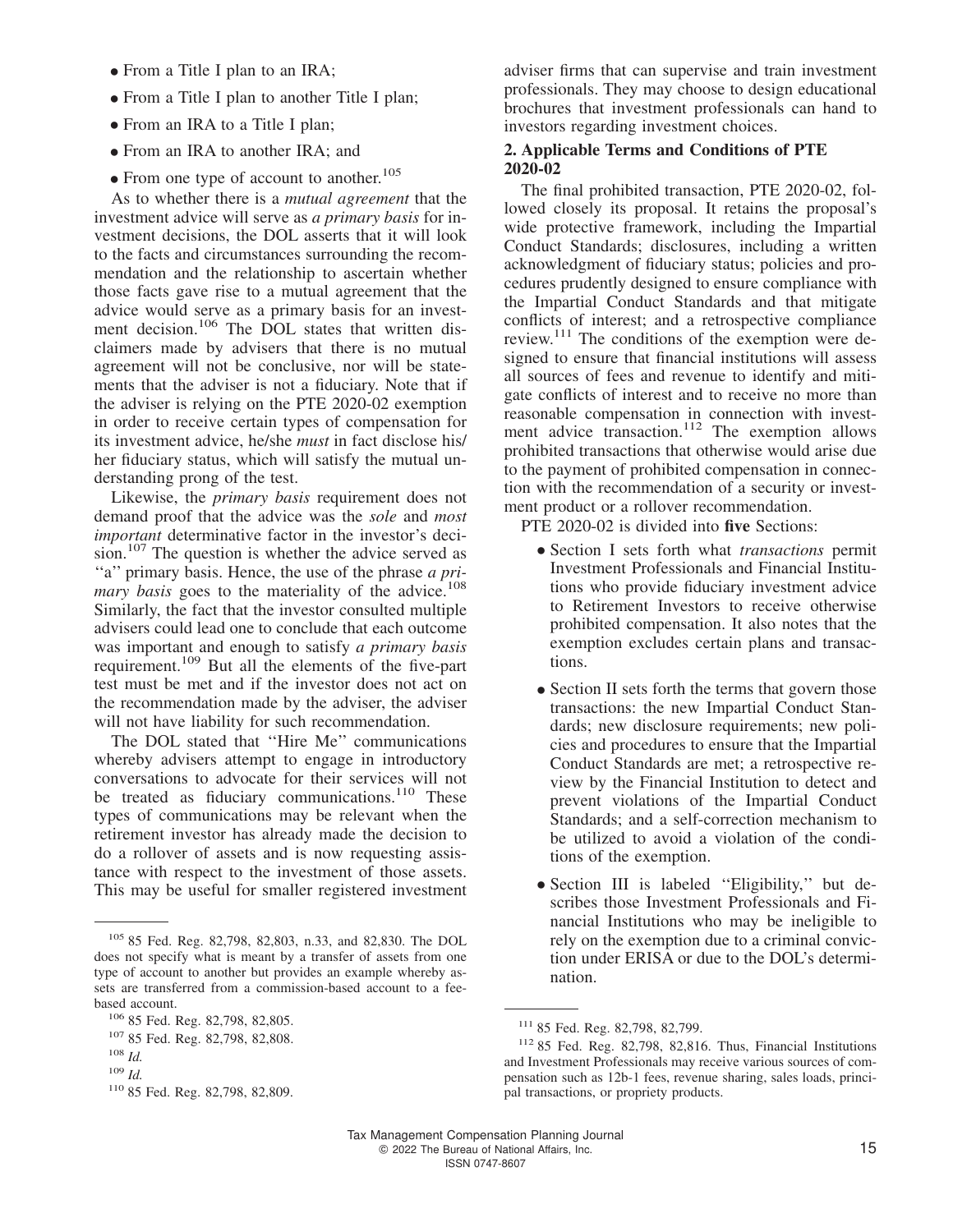- From a Title I plan to an IRA;
- From a Title I plan to another Title I plan;
- From an IRA to a Title I plan;
- From an IRA to another IRA; and
- From one type of account to another.[105]

As to whether there is a *mutual agreement* that the investment advice will serve as *a primary basis* for investment decisions, the DOL asserts that it will look to the facts and circumstances surrounding the recommendation and the relationship to ascertain whether those facts gave rise to a mutual agreement that the advice would serve as a primary basis for an investment decision.[106] The DOL states that written disclaimers made by advisers that there is no mutual agreement will not be conclusive, nor will be statements that the adviser is not a fiduciary. Note that if the adviser is relying on the PTE 2020-02 exemption in order to receive certain types of compensation for its investment advice, he/she *must* in fact disclose his/her fiduciary status, which will satisfy the mutual understanding prong of the test.

Likewise, the *primary basis* requirement does not demand proof that the advice was the *sole* and *most important* determinative factor in the investor's decision.[107] The question is whether the advice served as "a" primary basis. Hence, the use of the phrase *a primary basis* goes to the materiality of the advice.[108] Similarly, the fact that the investor consulted multiple advisers could lead one to conclude that each outcome was important and enough to satisfy *a primary basis* requirement.[109] But all the elements of the five-part test must be met and if the investor does not act on the recommendation made by the adviser, the adviser will not have liability for such recommendation.

The DOL stated that "Hire Me" communications whereby advisers attempt to engage in introductory conversations to advocate for their services will not be treated as fiduciary communications.[110] These types of communications may be relevant when the retirement investor has already made the decision to do a rollover of assets and is now requesting assistance with respect to the investment of those assets. This may be useful for smaller registered investment adviser firms that can supervise and train investment professionals. They may choose to design educational brochures that investment professionals can hand to investors regarding investment choices.

**2. Applicable Terms and Conditions of PTE 2020-02**

The final prohibited transaction, PTE 2020-02, followed closely its proposal. It retains the proposal's wide protective framework, including the Impartial Conduct Standards; disclosures, including a written acknowledgment of fiduciary status; policies and procedures prudently designed to ensure compliance with the Impartial Conduct Standards and that mitigate conflicts of interest; and a retrospective compliance review.[111] The conditions of the exemption were designed to ensure that financial institutions will assess all sources of fees and revenue to identify and mitigate conflicts of interest and to receive no more than reasonable compensation in connection with investment advice transaction.[112] The exemption allows prohibited transactions that otherwise would arise due to the payment of prohibited compensation in connection with the recommendation of a security or investment product or a rollover recommendation.

PTE 2020-02 is divided into **five** Sections:

- Section I sets forth what *transactions* permit Investment Professionals and Financial Institutions who provide fiduciary investment advice to Retirement Investors to receive otherwise prohibited compensation. It also notes that the exemption excludes certain plans and transactions.
- Section II sets forth the terms that govern those transactions: the new Impartial Conduct Standards; new disclosure requirements; new policies and procedures to ensure that the Impartial Conduct Standards are met; a retrospective review by the Financial Institution to detect and prevent violations of the Impartial Conduct Standards; and a self-correction mechanism to be utilized to avoid a violation of the conditions of the exemption.
- Section III is labeled "Eligibility," but describes those Investment Professionals and Financial Institutions who may be ineligible to rely on the exemption due to a criminal conviction under ERISA or due to the DOL's determination.

---

[105] 85 Fed. Reg. 82,798, 82,803, n.33, and 82,830. The DOL does not specify what is meant by a transfer of assets from one type of account to another but provides an example whereby assets are transferred from a commission-based account to a fee-based account.

[106] 85 Fed. Reg. 82,798, 82,805.

[107] 85 Fed. Reg. 82,798, 82,808.

[108] *Id.*

[109] *Id.*

[110] 85 Fed. Reg. 82,798, 82,809.

[111] 85 Fed. Reg. 82,798, 82,799.

[112] 85 Fed. Reg. 82,798, 82,816. Thus, Financial Institutions and Investment Professionals may receive various sources of compensation such as 12b-1 fees, revenue sharing, sales loads, principal transactions, or propriety products.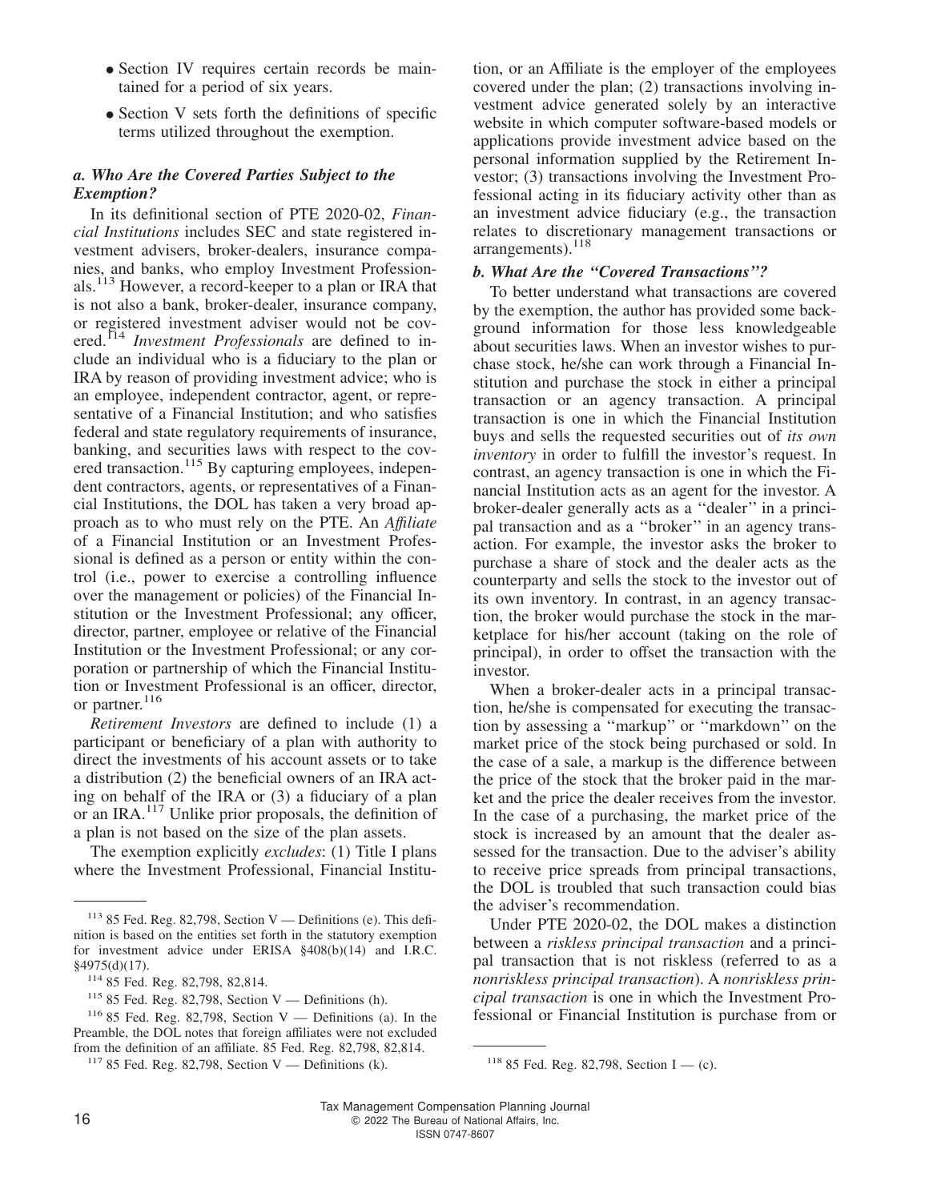- Section IV requires certain records be maintained for a period of six years.
- Section V sets forth the definitions of specific terms utilized throughout the exemption.

### *a. Who Are the Covered Parties Subject to the Exemption?*

In its definitional section of PTE 2020-02, *Financial Institutions* includes SEC and state registered investment advisers, broker-dealers, insurance companies, and banks, who employ Investment Professionals.[113] However, a record-keeper to a plan or IRA that is not also a bank, broker-dealer, insurance company, or registered investment adviser would not be covered.[114] *Investment Professionals* are defined to include an individual who is a fiduciary to the plan or IRA by reason of providing investment advice; who is an employee, independent contractor, agent, or representative of a Financial Institution; and who satisfies federal and state regulatory requirements of insurance, banking, and securities laws with respect to the covered transaction.[115] By capturing employees, independent contractors, agents, or representatives of a Financial Institutions, the DOL has taken a very broad approach as to who must rely on the PTE. An *Affiliate* of a Financial Institution or an Investment Professional is defined as a person or entity within the control (i.e., power to exercise a controlling influence over the management or policies) of the Financial Institution or the Investment Professional; any officer, director, partner, employee or relative of the Financial Institution or the Investment Professional; or any corporation or partnership of which the Financial Institution or Investment Professional is an officer, director, or partner.[116]

*Retirement Investors* are defined to include (1) a participant or beneficiary of a plan with authority to direct the investments of his account assets or to take a distribution (2) the beneficial owners of an IRA acting on behalf of the IRA or (3) a fiduciary of a plan or an IRA.[117] Unlike prior proposals, the definition of a plan is not based on the size of the plan assets.

The exemption explicitly *excludes*: (1) Title I plans where the Investment Professional, Financial Institution, or an Affiliate is the employer of the employees covered under the plan; (2) transactions involving investment advice generated solely by an interactive website in which computer software-based models or applications provide investment advice based on the personal information supplied by the Retirement Investor; (3) transactions involving the Investment Professional acting in its fiduciary activity other than as an investment advice fiduciary (e.g., the transaction relates to discretionary management transactions or arrangements).[118]

### *b. What Are the "Covered Transactions"?*

To better understand what transactions are covered by the exemption, the author has provided some background information for those less knowledgeable about securities laws. When an investor wishes to purchase stock, he/she can work through a Financial Institution and purchase the stock in either a principal transaction or an agency transaction. A principal transaction is one in which the Financial Institution buys and sells the requested securities out of *its own inventory* in order to fulfill the investor's request. In contrast, an agency transaction is one in which the Financial Institution acts as an agent for the investor. A broker-dealer generally acts as a "dealer" in a principal transaction and as a "broker" in an agency transaction. For example, the investor asks the broker to purchase a share of stock and the dealer acts as the counterparty and sells the stock to the investor out of its own inventory. In contrast, in an agency transaction, the broker would purchase the stock in the marketplace for his/her account (taking on the role of principal), in order to offset the transaction with the investor.

When a broker-dealer acts in a principal transaction, he/she is compensated for executing the transaction by assessing a "markup" or "markdown" on the market price of the stock being purchased or sold. In the case of a sale, a markup is the difference between the price of the stock that the broker paid in the market and the price the dealer receives from the investor. In the case of a purchasing, the market price of the stock is increased by an amount that the dealer assessed for the transaction. Due to the adviser's ability to receive price spreads from principal transactions, the DOL is troubled that such transaction could bias the adviser's recommendation.

Under PTE 2020-02, the DOL makes a distinction between a *riskless principal transaction* and a principal transaction that is not riskless (referred to as a *nonriskless principal transaction*). A *nonriskless principal transaction* is one in which the Investment Professional or Financial Institution is purchase from or

---

[113] 85 Fed. Reg. 82,798, Section V — Definitions (e). This definition is based on the entities set forth in the statutory exemption for investment advice under ERISA §408(b)(14) and I.R.C. §4975(d)(17).

[114] 85 Fed. Reg. 82,798, 82,814.

[115] 85 Fed. Reg. 82,798, Section V — Definitions (h).

[116] 85 Fed. Reg. 82,798, Section V — Definitions (a). In the Preamble, the DOL notes that foreign affiliates were not excluded from the definition of an affiliate. 85 Fed. Reg. 82,798, 82,814.

[117] 85 Fed. Reg. 82,798, Section V — Definitions (k).

[118] 85 Fed. Reg. 82,798, Section I — (c).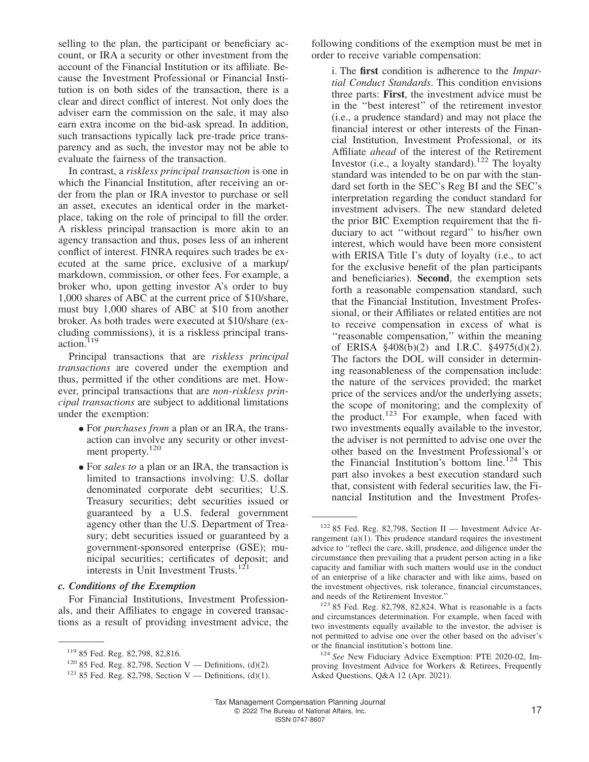selling to the plan, the participant or beneficiary account, or IRA a security or other investment from the account of the Financial Institution or its affiliate. Because the Investment Professional or Financial Institution is on both sides of the transaction, there is a clear and direct conflict of interest. Not only does the adviser earn the commission on the sale, it may also earn extra income on the bid-ask spread. In addition, such transactions typically lack pre-trade price transparency and as such, the investor may not be able to evaluate the fairness of the transaction.

In contrast, a *riskless principal transaction* is one in which the Financial Institution, after receiving an order from the plan or IRA investor to purchase or sell an asset, executes an identical order in the marketplace, taking on the role of principal to fill the order. A riskless principal transaction is more akin to an agency transaction and thus, poses less of an inherent conflict of interest. FINRA requires such trades be executed at the same price, exclusive of a markup/markdown, commission, or other fees. For example, a broker who, upon getting investor A's order to buy 1,000 shares of ABC at the current price of $10/share, must buy 1,000 shares of ABC at $10 from another broker. As both trades were executed at $10/share (excluding commissions), it is a riskless principal transaction.[119]

Principal transactions that are *riskless principal transactions* are covered under the exemption and thus, permitted if the other conditions are met. However, principal transactions that are *non-riskless principal transactions* are subject to additional limitations under the exemption:

- For *purchases from* a plan or an IRA, the transaction can involve any security or other investment property.[120]
- For *sales to* a plan or an IRA, the transaction is limited to transactions involving: U.S. dollar denominated corporate debt securities; U.S. Treasury securities; debt securities issued or guaranteed by a U.S. federal government agency other than the U.S. Department of Treasury; debt securities issued or guaranteed by a government-sponsored enterprise (GSE); municipal securities; certificates of deposit; and interests in Unit Investment Trusts.[121]

### *c. Conditions of the Exemption*

For Financial Institutions, Investment Professionals, and their Affiliates to engage in covered transactions as a result of providing investment advice, the following conditions of the exemption must be met in order to receive variable compensation:

i. The **first** condition is adherence to the *Impartial Conduct Standards*. This condition envisions three parts: **First**, the investment advice must be in the "best interest" of the retirement investor (i.e., a prudence standard) and may not place the financial interest or other interests of the Financial Institution, Investment Professional, or its Affiliate *ahead* of the interest of the Retirement Investor (i.e., a loyalty standard).[122] The loyalty standard was intended to be on par with the standard set forth in the SEC's Reg BI and the SEC's interpretation regarding the conduct standard for investment advisers. The new standard deleted the prior BIC Exemption requirement that the fiduciary to act "without regard" to his/her own interest, which would have been more consistent with ERISA Title I's duty of loyalty (i.e., to act for the exclusive benefit of the plan participants and beneficiaries). **Second**, the exemption sets forth a reasonable compensation standard, such that the Financial Institution, Investment Professional, or their Affiliates or related entities are not to receive compensation in excess of what is "reasonable compensation," within the meaning of ERISA §408(b)(2) and I.R.C. §4975(d)(2). The factors the DOL will consider in determining reasonableness of the compensation include: the nature of the services provided; the market price of the services and/or the underlying assets; the scope of monitoring; and the complexity of the product.[123] For example, when faced with two investments equally available to the investor, the adviser is not permitted to advise one over the other based on the Investment Professional's or the Financial Institution's bottom line.[124] This part also invokes a best execution standard such that, consistent with federal securities law, the Financial Institution and the Investment Profes-

---

[119] 85 Fed. Reg. 82,798, 82,816.

[120] 85 Fed. Reg. 82,798, Section V — Definitions, (d)(2).

[121] 85 Fed. Reg. 82,798, Section V — Definitions, (d)(1).

[122] 85 Fed. Reg. 82,798, Section II — Investment Advice Arrangement (a)(1). This prudence standard requires the investment advice to "reflect the care, skill, prudence, and diligence under the circumstance then prevailing that a prudent person acting in a like capacity and familiar with such matters would use in the conduct of an enterprise of a like character and with like aims, based on the investment objectives, risk tolerance, financial circumstances, and needs of the Retirement Investor."

[123] 85 Fed. Reg. 82,798, 82,824. What is reasonable is a facts and circumstances determination. For example, when faced with two investments equally available to the investor, the adviser is not permitted to advise one over the other based on the adviser's or the financial institution's bottom line.

[124] *See* New Fiduciary Advice Exemption: PTE 2020-02, Improving Investment Advice for Workers & Retirees, Frequently Asked Questions, Q&A 12 (Apr. 2021).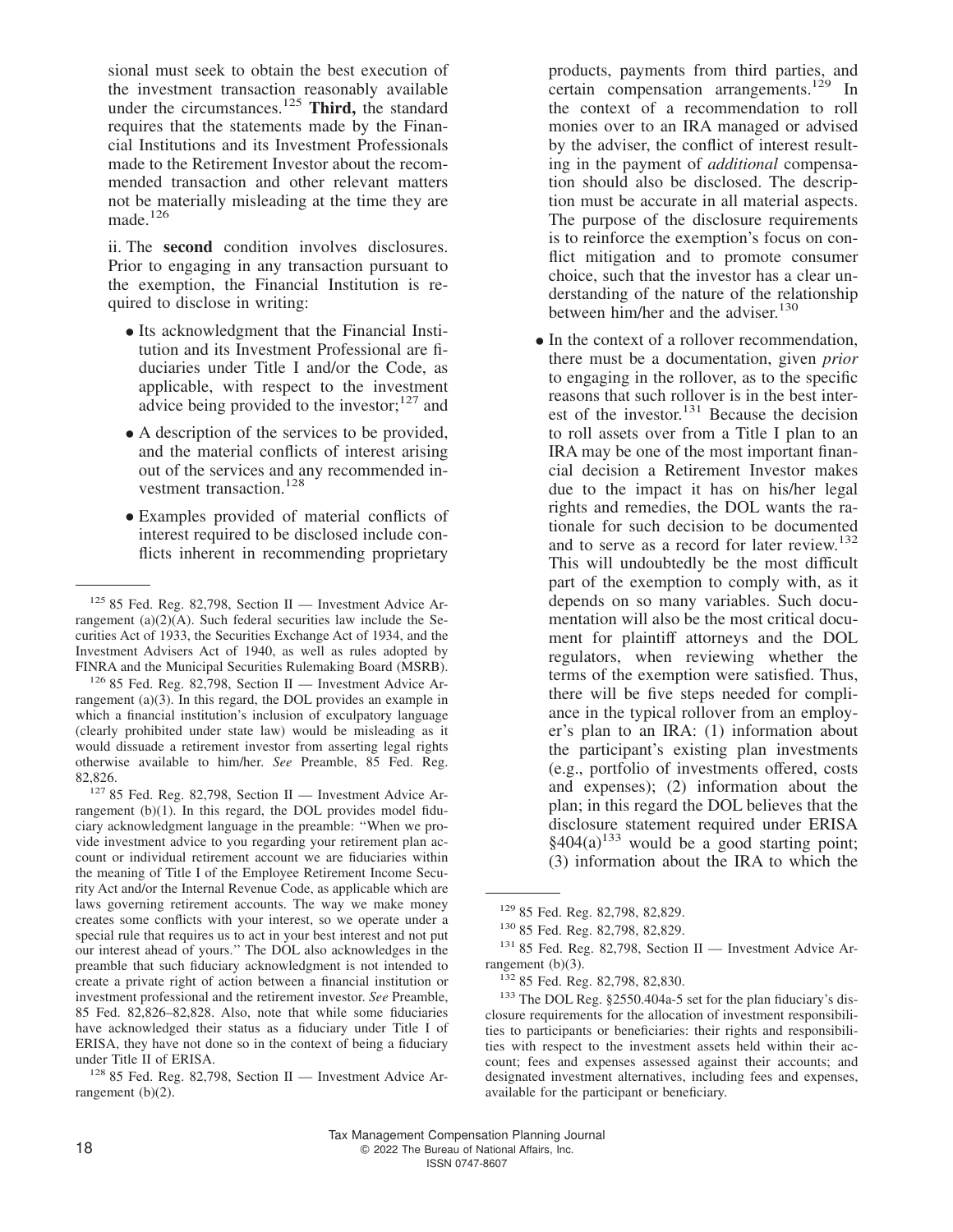sional must seek to obtain the best execution of the investment transaction reasonably available under the circumstances.[125] **Third,** the standard requires that the statements made by the Financial Institutions and its Investment Professionals made to the Retirement Investor about the recommended transaction and other relevant matters not be materially misleading at the time they are made.[126]

ii. The **second** condition involves disclosures. Prior to engaging in any transaction pursuant to the exemption, the Financial Institution is required to disclose in writing:

- Its acknowledgment that the Financial Institution and its Investment Professional are fiduciaries under Title I and/or the Code, as applicable, with respect to the investment advice being provided to the investor;[127] and
- A description of the services to be provided, and the material conflicts of interest arising out of the services and any recommended investment transaction.[128]
- Examples provided of material conflicts of interest required to be disclosed include conflicts inherent in recommending proprietary products, payments from third parties, and certain compensation arrangements.[129] In the context of a recommendation to roll monies over to an IRA managed or advised by the adviser, the conflict of interest resulting in the payment of *additional* compensation should also be disclosed. The description must be accurate in all material aspects. The purpose of the disclosure requirements is to reinforce the exemption's focus on conflict mitigation and to promote consumer choice, such that the investor has a clear understanding of the nature of the relationship between him/her and the adviser.[130]
- In the context of a rollover recommendation, there must be a documentation, given *prior* to engaging in the rollover, as to the specific reasons that such rollover is in the best interest of the investor.[131] Because the decision to roll assets over from a Title I plan to an IRA may be one of the most important financial decision a Retirement Investor makes due to the impact it has on his/her legal rights and remedies, the DOL wants the rationale for such decision to be documented and to serve as a record for later review.[132] This will undoubtedly be the most difficult part of the exemption to comply with, as it depends on so many variables. Such documentation will also be the most critical document for plaintiff attorneys and the DOL regulators, when reviewing whether the terms of the exemption were satisfied. Thus, there will be five steps needed for compliance in the typical rollover from an employer's plan to an IRA: (1) information about the participant's existing plan investments (e.g., portfolio of investments offered, costs and expenses); (2) information about the plan; in this regard the DOL believes that the disclosure statement required under ERISA §404(a)[133] would be a good starting point; (3) information about the IRA to which the

---

[125] 85 Fed. Reg. 82,798, Section II — Investment Advice Arrangement (a)(2)(A). Such federal securities law include the Securities Act of 1933, the Securities Exchange Act of 1934, and the Investment Advisers Act of 1940, as well as rules adopted by FINRA and the Municipal Securities Rulemaking Board (MSRB).

[126] 85 Fed. Reg. 82,798, Section II — Investment Advice Arrangement (a)(3). In this regard, the DOL provides an example in which a financial institution's inclusion of exculpatory language (clearly prohibited under state law) would be misleading as it would dissuade a retirement investor from asserting legal rights otherwise available to him/her. *See* Preamble, 85 Fed. Reg. 82,826.

[127] 85 Fed. Reg. 82,798, Section II — Investment Advice Arrangement (b)(1). In this regard, the DOL provides model fiduciary acknowledgment language in the preamble: "When we provide investment advice to you regarding your retirement plan account or individual retirement account we are fiduciaries within the meaning of Title I of the Employee Retirement Income Security Act and/or the Internal Revenue Code, as applicable which are laws governing retirement accounts. The way we make money creates some conflicts with your interest, so we operate under a special rule that requires us to act in your best interest and not put our interest ahead of yours." The DOL also acknowledges in the preamble that such fiduciary acknowledgment is not intended to create a private right of action between a financial institution or investment professional and the retirement investor. *See* Preamble, 85 Fed. 82,826–82,828. Also, note that while some fiduciaries have acknowledged their status as a fiduciary under Title I of ERISA, they have not done so in the context of being a fiduciary under Title II of ERISA.

[128] 85 Fed. Reg. 82,798, Section II — Investment Advice Arrangement (b)(2).

[129] 85 Fed. Reg. 82,798, 82,829.

[130] 85 Fed. Reg. 82,798, 82,829.

[131] 85 Fed. Reg. 82,798, Section II — Investment Advice Arrangement (b)(3).

[132] 85 Fed. Reg. 82,798, 82,830.

[133] The DOL Reg. §2550.404a-5 set for the plan fiduciary's disclosure requirements for the allocation of investment responsibilities to participants or beneficiaries: their rights and responsibilities with respect to the investment assets held within their account; fees and expenses assessed against their accounts; and designated investment alternatives, including fees and expenses, available for the participant or beneficiary.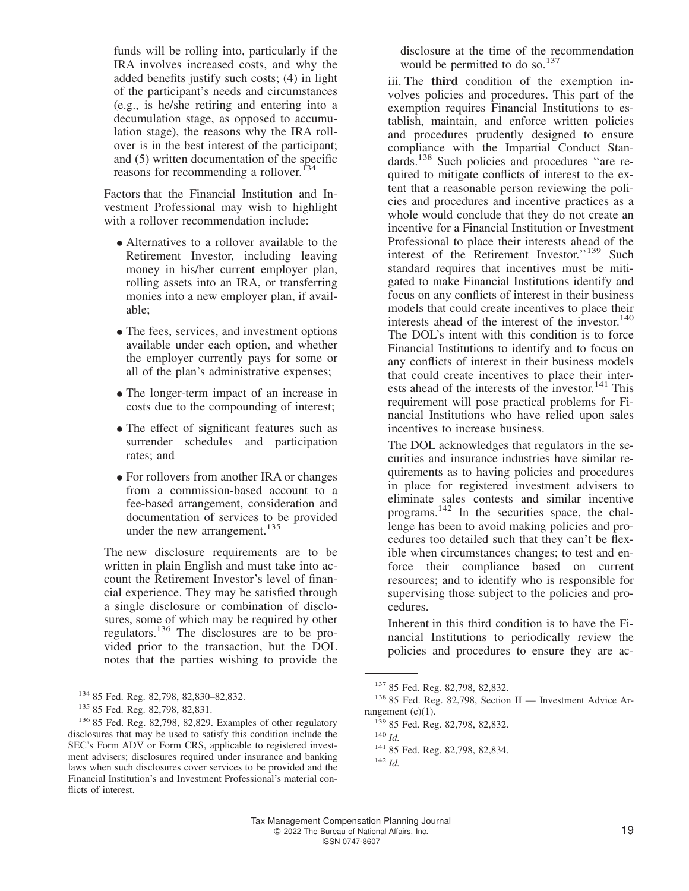funds will be rolling into, particularly if the IRA involves increased costs, and why the added benefits justify such costs; (4) in light of the participant's needs and circumstances (e.g., is he/she retiring and entering into a decumulation stage, as opposed to accumulation stage), the reasons why the IRA rollover is in the best interest of the participant; and (5) written documentation of the specific reasons for recommending a rollover.[134]

Factors that the Financial Institution and Investment Professional may wish to highlight with a rollover recommendation include:

- Alternatives to a rollover available to the Retirement Investor, including leaving money in his/her current employer plan, rolling assets into an IRA, or transferring monies into a new employer plan, if available;
- The fees, services, and investment options available under each option, and whether the employer currently pays for some or all of the plan's administrative expenses;
- The longer-term impact of an increase in costs due to the compounding of interest;
- The effect of significant features such as surrender schedules and participation rates; and
- For rollovers from another IRA or changes from a commission-based account to a fee-based arrangement, consideration and documentation of services to be provided under the new arrangement.[135]

The new disclosure requirements are to be written in plain English and must take into account the Retirement Investor's level of financial experience. They may be satisfied through a single disclosure or combination of disclosures, some of which may be required by other regulators.[136] The disclosures are to be provided prior to the transaction, but the DOL notes that the parties wishing to provide the disclosure at the time of the recommendation would be permitted to do so.[137]

iii. The **third** condition of the exemption involves policies and procedures. This part of the exemption requires Financial Institutions to establish, maintain, and enforce written policies and procedures prudently designed to ensure compliance with the Impartial Conduct Standards.[138] Such policies and procedures "are required to mitigate conflicts of interest to the extent that a reasonable person reviewing the policies and procedures and incentive practices as a whole would conclude that they do not create an incentive for a Financial Institution or Investment Professional to place their interests ahead of the interest of the Retirement Investor."[139] Such standard requires that incentives must be mitigated to make Financial Institutions identify and focus on any conflicts of interest in their business models that could create incentives to place their interests ahead of the interest of the investor.[140] The DOL's intent with this condition is to force Financial Institutions to identify and to focus on any conflicts of interest in their business models that could create incentives to place their interests ahead of the interests of the investor.[141] This requirement will pose practical problems for Financial Institutions who have relied upon sales incentives to increase business.

The DOL acknowledges that regulators in the securities and insurance industries have similar requirements as to having policies and procedures in place for registered investment advisers to eliminate sales contests and similar incentive programs.[142] In the securities space, the challenge has been to avoid making policies and procedures too detailed such that they can't be flexible when circumstances changes; to test and enforce their compliance based on current resources; and to identify who is responsible for supervising those subject to the policies and procedures.

Inherent in this third condition is to have the Financial Institutions to periodically review the policies and procedures to ensure they are ac-

---

[134] 85 Fed. Reg. 82,798, 82,830–82,832.

[135] 85 Fed. Reg. 82,798, 82,831.

[136] 85 Fed. Reg. 82,798, 82,829. Examples of other regulatory disclosures that may be used to satisfy this condition include the SEC's Form ADV or Form CRS, applicable to registered investment advisers; disclosures required under insurance and banking laws when such disclosures cover services to be provided and the Financial Institution's and Investment Professional's material conflicts of interest.

[137] 85 Fed. Reg. 82,798, 82,832.

[138] 85 Fed. Reg. 82,798, Section II — Investment Advice Arrangement (c)(1).

[139] 85 Fed. Reg. 82,798, 82,832.

[140] *Id.*

[141] 85 Fed. Reg. 82,798, 82,834.

[142] *Id.*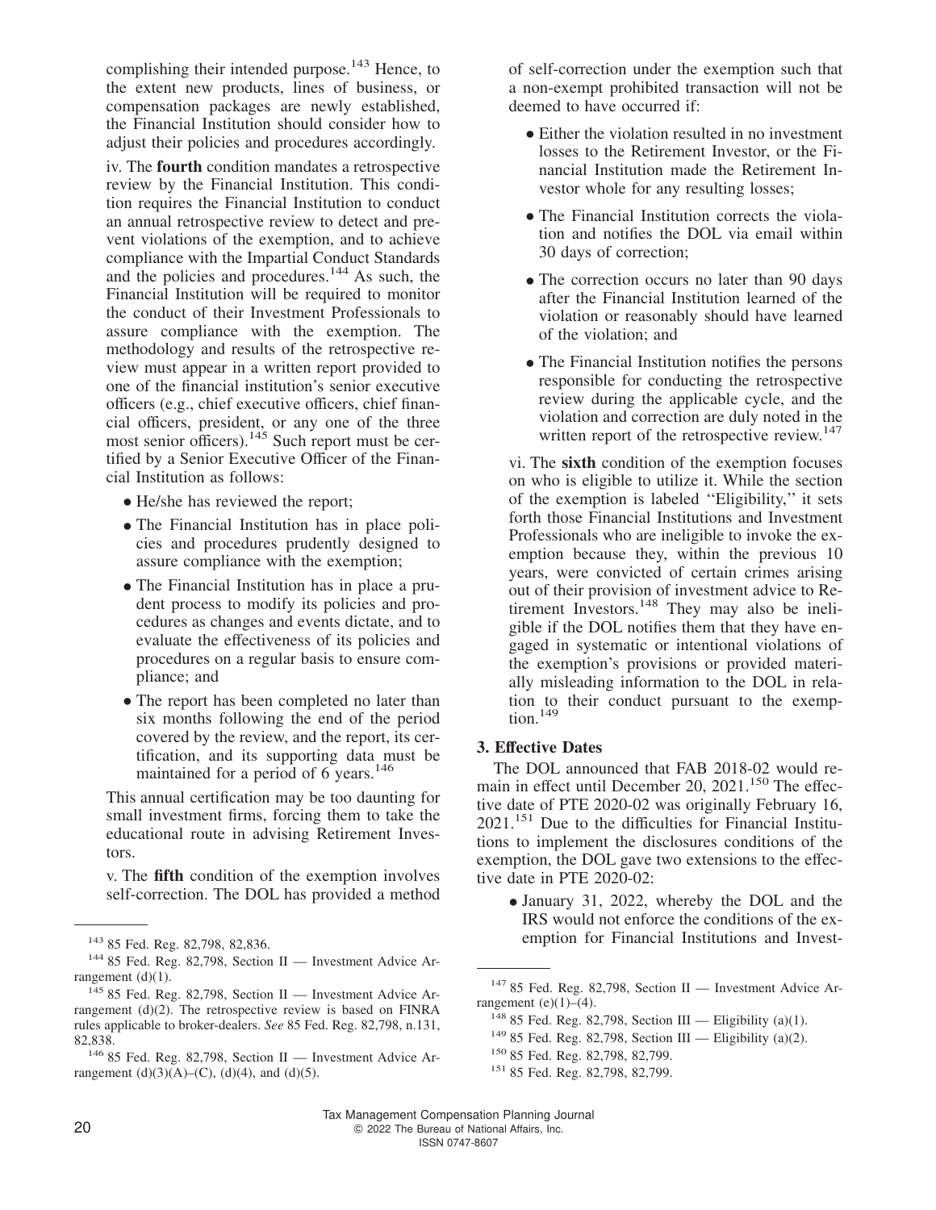complishing their intended purpose.[143] Hence, to the extent new products, lines of business, or compensation packages are newly established, the Financial Institution should consider how to adjust their policies and procedures accordingly.

iv. The **fourth** condition mandates a retrospective review by the Financial Institution. This condition requires the Financial Institution to conduct an annual retrospective review to detect and prevent violations of the exemption, and to achieve compliance with the Impartial Conduct Standards and the policies and procedures.[144] As such, the Financial Institution will be required to monitor the conduct of their Investment Professionals to assure compliance with the exemption. The methodology and results of the retrospective review must appear in a written report provided to one of the financial institution's senior executive officers (e.g., chief executive officers, chief financial officers, president, or any one of the three most senior officers).[145] Such report must be certified by a Senior Executive Officer of the Financial Institution as follows:

- He/she has reviewed the report;
- The Financial Institution has in place policies and procedures prudently designed to assure compliance with the exemption;
- The Financial Institution has in place a prudent process to modify its policies and procedures as changes and events dictate, and to evaluate the effectiveness of its policies and procedures on a regular basis to ensure compliance; and
- The report has been completed no later than six months following the end of the period covered by the review, and the report, its certification, and its supporting data must be maintained for a period of 6 years.[146]

This annual certification may be too daunting for small investment firms, forcing them to take the educational route in advising Retirement Investors.

v. The **fifth** condition of the exemption involves self-correction. The DOL has provided a method of self-correction under the exemption such that a non-exempt prohibited transaction will not be deemed to have occurred if:

- Either the violation resulted in no investment losses to the Retirement Investor, or the Financial Institution made the Retirement Investor whole for any resulting losses;
- The Financial Institution corrects the violation and notifies the DOL via email within 30 days of correction;
- The correction occurs no later than 90 days after the Financial Institution learned of the violation or reasonably should have learned of the violation; and
- The Financial Institution notifies the persons responsible for conducting the retrospective review during the applicable cycle, and the violation and correction are duly noted in the written report of the retrospective review.[147]

vi. The **sixth** condition of the exemption focuses on who is eligible to utilize it. While the section of the exemption is labeled "Eligibility," it sets forth those Financial Institutions and Investment Professionals who are ineligible to invoke the exemption because they, within the previous 10 years, were convicted of certain crimes arising out of their provision of investment advice to Retirement Investors.[148] They may also be ineligible if the DOL notifies them that they have engaged in systematic or intentional violations of the exemption's provisions or provided materially misleading information to the DOL in relation to their conduct pursuant to the exemption.[149]

### 3. Effective Dates

The DOL announced that FAB 2018-02 would remain in effect until December 20, 2021.[150] The effective date of PTE 2020-02 was originally February 16, 2021.[151] Due to the difficulties for Financial Institutions to implement the disclosures conditions of the exemption, the DOL gave two extensions to the effective date in PTE 2020-02:

- January 31, 2022, whereby the DOL and the IRS would not enforce the conditions of the exemption for Financial Institutions and Invest-

---

[143] 85 Fed. Reg. 82,798, 82,836.

[144] 85 Fed. Reg. 82,798, Section II — Investment Advice Arrangement (d)(1).

[145] 85 Fed. Reg. 82,798, Section II — Investment Advice Arrangement (d)(2). The retrospective review is based on FINRA rules applicable to broker-dealers. *See* 85 Fed. Reg. 82,798, n.131, 82,838.

[146] 85 Fed. Reg. 82,798, Section II — Investment Advice Arrangement (d)(3)(A)–(C), (d)(4), and (d)(5).

[147] 85 Fed. Reg. 82,798, Section II — Investment Advice Arrangement (e)(1)–(4).

[148] 85 Fed. Reg. 82,798, Section III — Eligibility (a)(1).

[149] 85 Fed. Reg. 82,798, Section III — Eligibility (a)(2).

[150] 85 Fed. Reg. 82,798, 82,799.

[151] 85 Fed. Reg. 82,798, 82,799.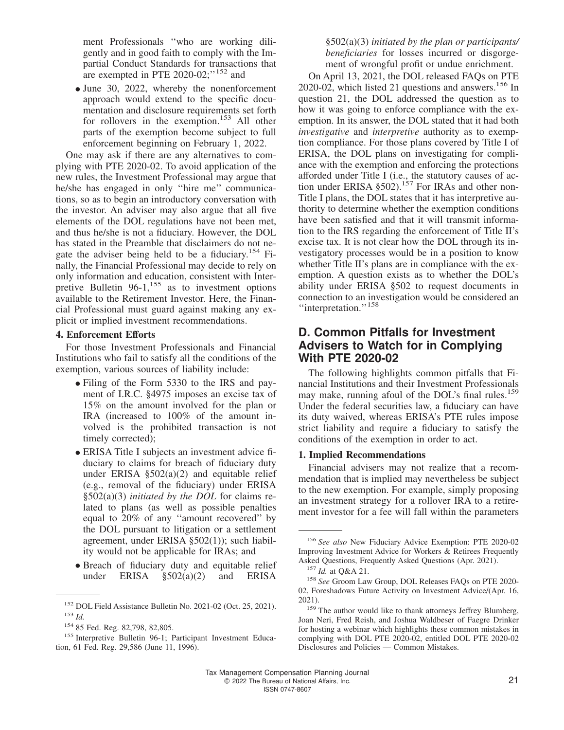ment Professionals "who are working diligently and in good faith to comply with the Impartial Conduct Standards for transactions that are exempted in PTE 2020-02;"[152] and

- June 30, 2022, whereby the nonenforcement approach would extend to the specific documentation and disclosure requirements set forth for rollovers in the exemption.[153] All other parts of the exemption become subject to full enforcement beginning on February 1, 2022.

One may ask if there are any alternatives to complying with PTE 2020-02. To avoid application of the new rules, the Investment Professional may argue that he/she has engaged in only "hire me" communications, so as to begin an introductory conversation with the investor. An adviser may also argue that all five elements of the DOL regulations have not been met, and thus he/she is not a fiduciary. However, the DOL has stated in the Preamble that disclaimers do not negate the adviser being held to be a fiduciary.[154] Finally, the Financial Professional may decide to rely on only information and education, consistent with Interpretive Bulletin 96-1,[155] as to investment options available to the Retirement Investor. Here, the Financial Professional must guard against making any explicit or implied investment recommendations.

#### 4. Enforcement Efforts

For those Investment Professionals and Financial Institutions who fail to satisfy all the conditions of the exemption, various sources of liability include:

- Filing of the Form 5330 to the IRS and payment of I.R.C. §4975 imposes an excise tax of 15% on the amount involved for the plan or IRA (increased to 100% of the amount involved is the prohibited transaction is not timely corrected);
- ERISA Title I subjects an investment advice fiduciary to claims for breach of fiduciary duty under ERISA §502(a)(2) and equitable relief (e.g., removal of the fiduciary) under ERISA §502(a)(3) *initiated by the DOL* for claims related to plans (as well as possible penalties equal to 20% of any "amount recovered" by the DOL pursuant to litigation or a settlement agreement, under ERISA §502(1)); such liability would not be applicable for IRAs; and
- Breach of fiduciary duty and equitable relief under ERISA §502(a)(2) and ERISA §502(a)(3) *initiated by the plan or participants/beneficiaries* for losses incurred or disgorgement of wrongful profit or undue enrichment.

On April 13, 2021, the DOL released FAQs on PTE 2020-02, which listed 21 questions and answers.[156] In question 21, the DOL addressed the question as to how it was going to enforce compliance with the exemption. In its answer, the DOL stated that it had both *investigative* and *interpretive* authority as to exemption compliance. For those plans covered by Title I of ERISA, the DOL plans on investigating for compliance with the exemption and enforcing the protections afforded under Title I (i.e., the statutory causes of action under ERISA §502).[157] For IRAs and other non-Title I plans, the DOL states that it has interpretive authority to determine whether the exemption conditions have been satisfied and that it will transmit information to the IRS regarding the enforcement of Title II's excise tax. It is not clear how the DOL through its investigatory processes would be in a position to know whether Title II's plans are in compliance with the exemption. A question exists as to whether the DOL's ability under ERISA §502 to request documents in connection to an investigation would be considered an "interpretation."[158]

## D. Common Pitfalls for Investment Advisers to Watch for in Complying With PTE 2020-02

The following highlights common pitfalls that Financial Institutions and their Investment Professionals may make, running afoul of the DOL's final rules.[159] Under the federal securities law, a fiduciary can have its duty waived, whereas ERISA's PTE rules impose strict liability and require a fiduciary to satisfy the conditions of the exemption in order to act.

#### 1. Implied Recommendations

Financial advisers may not realize that a recommendation that is implied may nevertheless be subject to the new exemption. For example, simply proposing an investment strategy for a rollover IRA to a retirement investor for a fee will fall within the parameters

---

[152] DOL Field Assistance Bulletin No. 2021-02 (Oct. 25, 2021).

[153] *Id.*

[154] 85 Fed. Reg. 82,798, 82,805.

[155] Interpretive Bulletin 96-1; Participant Investment Education, 61 Fed. Reg. 29,586 (June 11, 1996).

[156] *See also* New Fiduciary Advice Exemption: PTE 2020-02 Improving Investment Advice for Workers & Retirees Frequently Asked Questions, Frequently Asked Questions (Apr. 2021).

[157] *Id.* at Q&A 21.

[158] *See* Groom Law Group, DOL Releases FAQs on PTE 2020-02, Foreshadows Future Activity on Investment Advice/(Apr. 16, 2021).

[159] The author would like to thank attorneys Jeffrey Blumberg, Joan Neri, Fred Reish, and Joshua Waldbeser of Faegre Drinker for hosting a webinar which highlights these common mistakes in complying with DOL PTE 2020-02, entitled DOL PTE 2020-02 Disclosures and Policies — Common Mistakes.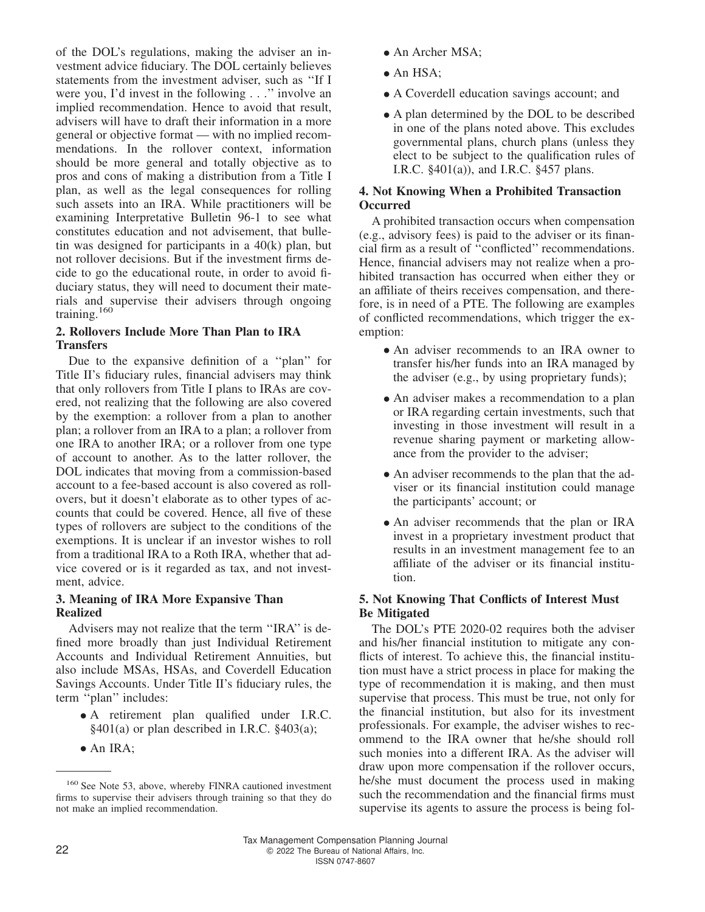of the DOL's regulations, making the adviser an investment advice fiduciary. The DOL certainly believes statements from the investment adviser, such as ''If I were you, I'd invest in the following . . .'' involve an implied recommendation. Hence to avoid that result, advisers will have to draft their information in a more general or objective format — with no implied recommendations. In the rollover context, information should be more general and totally objective as to pros and cons of making a distribution from a Title I plan, as well as the legal consequences for rolling such assets into an IRA. While practitioners will be examining Interpretative Bulletin 96-1 to see what constitutes education and not advisement, that bulletin was designed for participants in a 40(k) plan, but not rollover decisions. But if the investment firms decide to go the educational route, in order to avoid fiduciary status, they will need to document their materials and supervise their advisers through ongoing training.[160]

**2. Rollovers Include More Than Plan to IRA Transfers**

Due to the expansive definition of a ''plan'' for Title II's fiduciary rules, financial advisers may think that only rollovers from Title I plans to IRAs are covered, not realizing that the following are also covered by the exemption: a rollover from a plan to another plan; a rollover from an IRA to a plan; a rollover from one IRA to another IRA; or a rollover from one type of account to another. As to the latter rollover, the DOL indicates that moving from a commission-based account to a fee-based account is also covered as rollovers, but it doesn't elaborate as to other types of accounts that could be covered. Hence, all five of these types of rollovers are subject to the conditions of the exemptions. It is unclear if an investor wishes to roll from a traditional IRA to a Roth IRA, whether that advice covered or is it regarded as tax, and not investment, advice.

**3. Meaning of IRA More Expansive Than Realized**

Advisers may not realize that the term ''IRA'' is defined more broadly than just Individual Retirement Accounts and Individual Retirement Annuities, but also include MSAs, HSAs, and Coverdell Education Savings Accounts. Under Title II's fiduciary rules, the term ''plan'' includes:

- A retirement plan qualified under I.R.C. §401(a) or plan described in I.R.C. §403(a);
- An IRA;
- An Archer MSA;
- An HSA;
- A Coverdell education savings account; and
- A plan determined by the DOL to be described in one of the plans noted above. This excludes governmental plans, church plans (unless they elect to be subject to the qualification rules of I.R.C. §401(a)), and I.R.C. §457 plans.

**4. Not Knowing When a Prohibited Transaction Occurred**

A prohibited transaction occurs when compensation (e.g., advisory fees) is paid to the adviser or its financial firm as a result of ''conflicted'' recommendations. Hence, financial advisers may not realize when a prohibited transaction has occurred when either they or an affiliate of theirs receives compensation, and therefore, is in need of a PTE. The following are examples of conflicted recommendations, which trigger the exemption:

- An adviser recommends to an IRA owner to transfer his/her funds into an IRA managed by the adviser (e.g., by using proprietary funds);
- An adviser makes a recommendation to a plan or IRA regarding certain investments, such that investing in those investment will result in a revenue sharing payment or marketing allowance from the provider to the adviser;
- An adviser recommends to the plan that the adviser or its financial institution could manage the participants' account; or
- An adviser recommends that the plan or IRA invest in a proprietary investment product that results in an investment management fee to an affiliate of the adviser or its financial institution.

**5. Not Knowing That Conflicts of Interest Must Be Mitigated**

The DOL's PTE 2020-02 requires both the adviser and his/her financial institution to mitigate any conflicts of interest. To achieve this, the financial institution must have a strict process in place for making the type of recommendation it is making, and then must supervise that process. This must be true, not only for the financial institution, but also for its investment professionals. For example, the adviser wishes to recommend to the IRA owner that he/she should roll such monies into a different IRA. As the adviser will draw upon more compensation if the rollover occurs, he/she must document the process used in making such the recommendation and the financial firms must supervise its agents to assure the process is being fol-

[160] See Note 53, above, whereby FINRA cautioned investment firms to supervise their advisers through training so that they do not make an implied recommendation.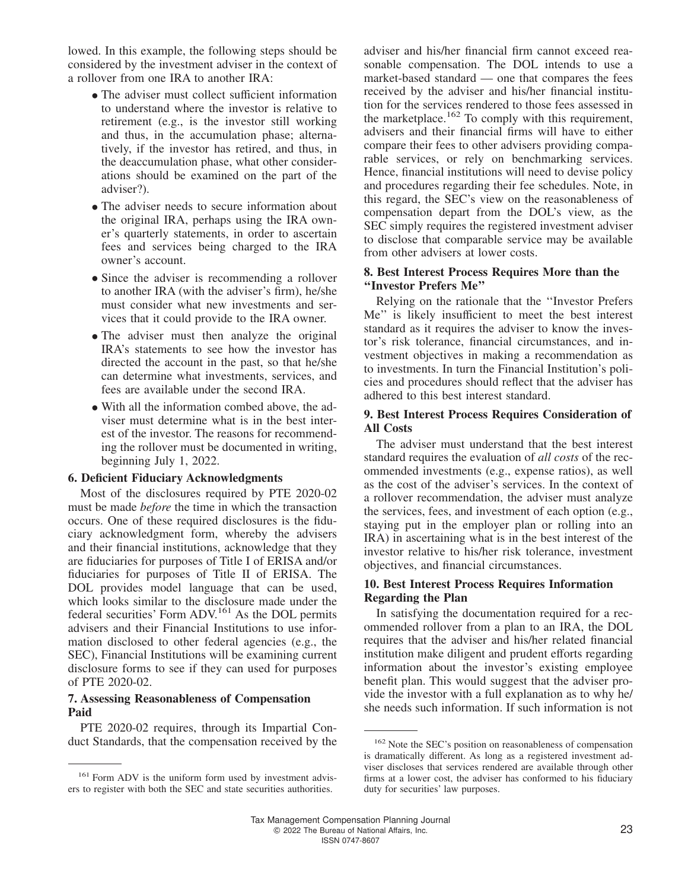lowed. In this example, the following steps should be considered by the investment adviser in the context of a rollover from one IRA to another IRA:

- The adviser must collect sufficient information to understand where the investor is relative to retirement (e.g., is the investor still working and thus, in the accumulation phase; alternatively, if the investor has retired, and thus, in the deaccumulation phase, what other considerations should be examined on the part of the adviser?).
- The adviser needs to secure information about the original IRA, perhaps using the IRA owner's quarterly statements, in order to ascertain fees and services being charged to the IRA owner's account.
- Since the adviser is recommending a rollover to another IRA (with the adviser's firm), he/she must consider what new investments and services that it could provide to the IRA owner.
- The adviser must then analyze the original IRA's statements to see how the investor has directed the account in the past, so that he/she can determine what investments, services, and fees are available under the second IRA.
- With all the information combed above, the adviser must determine what is in the best interest of the investor. The reasons for recommending the rollover must be documented in writing, beginning July 1, 2022.

### 6. Deficient Fiduciary Acknowledgments

Most of the disclosures required by PTE 2020-02 must be made *before* the time in which the transaction occurs. One of these required disclosures is the fiduciary acknowledgment form, whereby the advisers and their financial institutions, acknowledge that they are fiduciaries for purposes of Title I of ERISA and/or fiduciaries for purposes of Title II of ERISA. The DOL provides model language that can be used, which looks similar to the disclosure made under the federal securities' Form ADV.[161] As the DOL permits advisers and their Financial Institutions to use information disclosed to other federal agencies (e.g., the SEC), Financial Institutions will be examining current disclosure forms to see if they can used for purposes of PTE 2020-02.

### 7. Assessing Reasonableness of Compensation Paid

PTE 2020-02 requires, through its Impartial Conduct Standards, that the compensation received by the adviser and his/her financial firm cannot exceed reasonable compensation. The DOL intends to use a market-based standard — one that compares the fees received by the adviser and his/her financial institution for the services rendered to those fees assessed in the marketplace.[162] To comply with this requirement, advisers and their financial firms will have to either compare their fees to other advisers providing comparable services, or rely on benchmarking services. Hence, financial institutions will need to devise policy and procedures regarding their fee schedules. Note, in this regard, the SEC's view on the reasonableness of compensation depart from the DOL's view, as the SEC simply requires the registered investment adviser to disclose that comparable service may be available from other advisers at lower costs.

### 8. Best Interest Process Requires More than the "Investor Prefers Me"

Relying on the rationale that the "Investor Prefers Me" is likely insufficient to meet the best interest standard as it requires the adviser to know the investor's risk tolerance, financial circumstances, and investment objectives in making a recommendation as to investments. In turn the Financial Institution's policies and procedures should reflect that the adviser has adhered to this best interest standard.

### 9. Best Interest Process Requires Consideration of All Costs

The adviser must understand that the best interest standard requires the evaluation of *all costs* of the recommended investments (e.g., expense ratios), as well as the cost of the adviser's services. In the context of a rollover recommendation, the adviser must analyze the services, fees, and investment of each option (e.g., staying put in the employer plan or rolling into an IRA) in ascertaining what is in the best interest of the investor relative to his/her risk tolerance, investment objectives, and financial circumstances.

### 10. Best Interest Process Requires Information Regarding the Plan

In satisfying the documentation required for a recommended rollover from a plan to an IRA, the DOL requires that the adviser and his/her related financial institution make diligent and prudent efforts regarding information about the investor's existing employee benefit plan. This would suggest that the adviser provide the investor with a full explanation as to why he/she needs such information. If such information is not

---

[161] Form ADV is the uniform form used by investment advisers to register with both the SEC and state securities authorities.

[162] Note the SEC's position on reasonableness of compensation is dramatically different. As long as a registered investment adviser discloses that services rendered are available through other firms at a lower cost, the adviser has conformed to his fiduciary duty for securities' law purposes.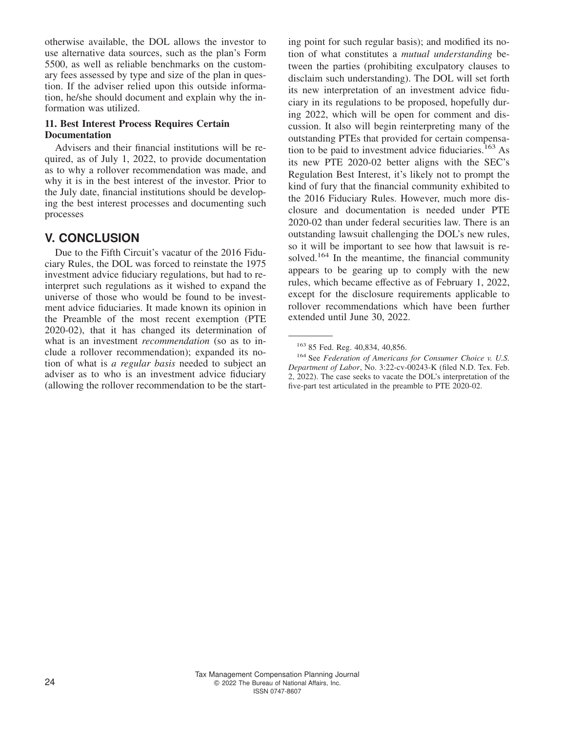otherwise available, the DOL allows the investor to use alternative data sources, such as the plan's Form 5500, as well as reliable benchmarks on the customary fees assessed by type and size of the plan in question. If the adviser relied upon this outside information, he/she should document and explain why the information was utilized.

### 11. Best Interest Process Requires Certain Documentation

Advisers and their financial institutions will be required, as of July 1, 2022, to provide documentation as to why a rollover recommendation was made, and why it is in the best interest of the investor. Prior to the July date, financial institutions should be developing the best interest processes and documenting such processes

## V. CONCLUSION

Due to the Fifth Circuit's vacatur of the 2016 Fiduciary Rules, the DOL was forced to reinstate the 1975 investment advice fiduciary regulations, but had to reinterpret such regulations as it wished to expand the universe of those who would be found to be investment advice fiduciaries. It made known its opinion in the Preamble of the most recent exemption (PTE 2020-02), that it has changed its determination of what is an investment *recommendation* (so as to include a rollover recommendation); expanded its notion of what is *a regular basis* needed to subject an adviser as to who is an investment advice fiduciary (allowing the rollover recommendation to be the starting point for such regular basis); and modified its notion of what constitutes a *mutual understanding* between the parties (prohibiting exculpatory clauses to disclaim such understanding). The DOL will set forth its new interpretation of an investment advice fiduciary in its regulations to be proposed, hopefully during 2022, which will be open for comment and discussion. It also will begin reinterpreting many of the outstanding PTEs that provided for certain compensation to be paid to investment advice fiduciaries.[163] As its new PTE 2020-02 better aligns with the SEC's Regulation Best Interest, it's likely not to prompt the kind of fury that the financial community exhibited to the 2016 Fiduciary Rules. However, much more disclosure and documentation is needed under PTE 2020-02 than under federal securities law. There is an outstanding lawsuit challenging the DOL's new rules, so it will be important to see how that lawsuit is resolved.[164] In the meantime, the financial community appears to be gearing up to comply with the new rules, which became effective as of February 1, 2022, except for the disclosure requirements applicable to rollover recommendations which have been further extended until June 30, 2022.

---

[163] 85 Fed. Reg. 40,834, 40,856.

[164] See *Federation of Americans for Consumer Choice v. U.S. Department of Labor*, No. 3:22-cv-00243-K (filed N.D. Tex. Feb. 2, 2022). The case seeks to vacate the DOL's interpretation of the five-part test articulated in the preamble to PTE 2020-02.